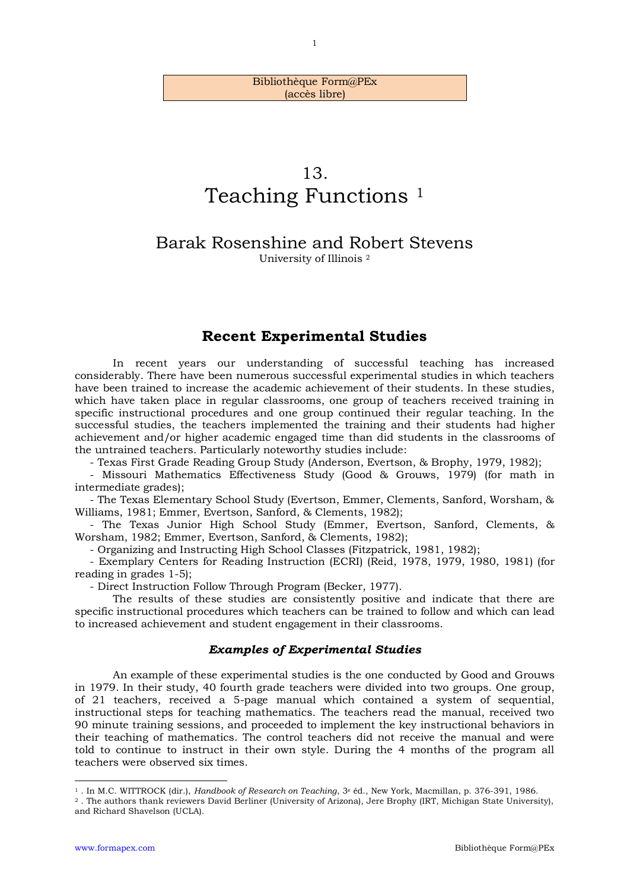Bibliothèque Form@PEx
(accès libre)

# 13.
# Teaching Functions [1]

## Barak Rosenshine and Robert Stevens

University of Illinois [2]

## Recent Experimental Studies

In recent years our understanding of successful teaching has increased considerably. There have been numerous successful experimental studies in which teachers have been trained to increase the academic achievement of their students. In these studies, which have taken place in regular classrooms, one group of teachers received training in specific instructional procedures and one group continued their regular teaching. In the successful studies, the teachers implemented the training and their students had higher achievement and/or higher academic engaged time than did students in the classrooms of the untrained teachers. Particularly noteworthy studies include:

- Texas First Grade Reading Group Study (Anderson, Evertson, & Brophy, 1979, 1982);
- Missouri Mathematics Effectiveness Study (Good & Grouws, 1979) (for math in intermediate grades);
- The Texas Elementary School Study (Evertson, Emmer, Clements, Sanford, Worsham, & Williams, 1981; Emmer, Evertson, Sanford, & Clements, 1982);
- The Texas Junior High School Study (Emmer, Evertson, Sanford, Clements, & Worsham, 1982; Emmer, Evertson, Sanford, & Clements, 1982);
- Organizing and Instructing High School Classes (Fitzpatrick, 1981, 1982);
- Exemplary Centers for Reading Instruction (ECRI) (Reid, 1978, 1979, 1980, 1981) (for reading in grades 1-5);
- Direct Instruction Follow Through Program (Becker, 1977).

The results of these studies are consistently positive and indicate that there are specific instructional procedures which teachers can be trained to follow and which can lead to increased achievement and student engagement in their classrooms.

### *Examples of Experimental Studies*

An example of these experimental studies is the one conducted by Good and Grouws in 1979. In their study, 40 fourth grade teachers were divided into two groups. One group, of 21 teachers, received a 5-page manual which contained a system of sequential, instructional steps for teaching mathematics. The teachers read the manual, received two 90 minute training sessions, and proceeded to implement the key instructional behaviors in their teaching of mathematics. The control teachers did not receive the manual and were told to continue to instruct in their own style. During the 4 months of the program all teachers were observed six times.

---

[1] . In M.C. WITTROCK (dir.), *Handbook of Research on Teaching*, 3e éd., New York, Macmillan, p. 376-391, 1986.

[2] . The authors thank reviewers David Berliner (University of Arizona), Jere Brophy (IRT, Michigan State University), and Richard Shavelson (UCLA).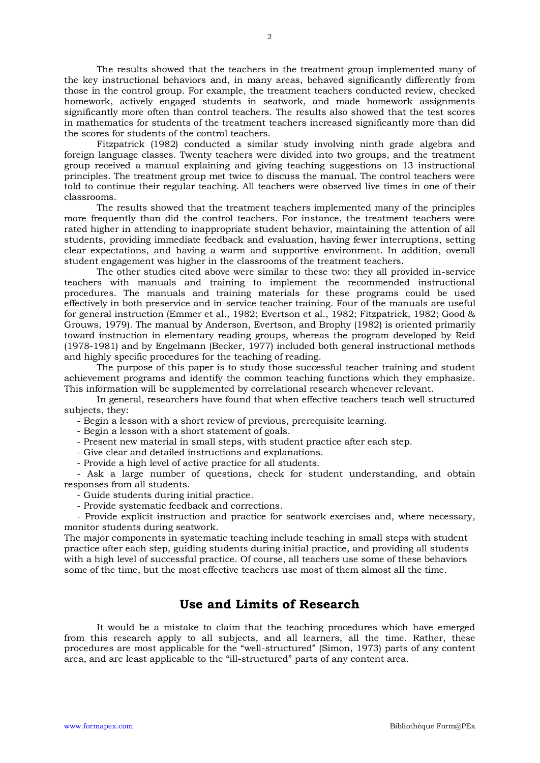The results showed that the teachers in the treatment group implemented many of the key instructional behaviors and, in many areas, behaved significantly differently from those in the control group. For example, the treatment teachers conducted review, checked homework, actively engaged students in seatwork, and made homework assignments significantly more often than control teachers. The results also showed that the test scores in mathematics for students of the treatment teachers increased significantly more than did the scores for students of the control teachers.

Fitzpatrick (1982) conducted a similar study involving ninth grade algebra and foreign language classes. Twenty teachers were divided into two groups, and the treatment group received a manual explaining and giving teaching suggestions on 13 instructional principles. The treatment group met twice to discuss the manual. The control teachers were told to continue their regular teaching. All teachers were observed live times in one of their classrooms.

The results showed that the treatment teachers implemented many of the principles more frequently than did the control teachers. For instance, the treatment teachers were rated higher in attending to inappropriate student behavior, maintaining the attention of all students, providing immediate feedback and evaluation, having fewer interruptions, setting clear expectations, and having a warm and supportive environment. In addition, overall student engagement was higher in the classrooms of the treatment teachers.

The other studies cited above were similar to these two: they all provided in-service teachers with manuals and training to implement the recommended instructional procedures. The manuals and training materials for these programs could be used effectively in both preservice and in-service teacher training. Four of the manuals are useful for general instruction (Emmer et al., 1982; Evertson et al., 1982; Fitzpatrick, 1982; Good & Grouws, 1979). The manual by Anderson, Evertson, and Brophy (1982) is oriented primarily toward instruction in elementary reading groups, whereas the program developed by Reid (1978-1981) and by Engelmann (Becker, 1977) included both general instructional methods and highly specific procedures for the teaching of reading.

The purpose of this paper is to study those successful teacher training and student achievement programs and identify the common teaching functions which they emphasize. This information will be supplemented by correlational research whenever relevant.

In general, researchers have found that when effective teachers teach well structured subjects, they:

- Begin a lesson with a short review of previous, prerequisite learning.
- Begin a lesson with a short statement of goals.
- Present new material in small steps, with student practice after each step.
- Give clear and detailed instructions and explanations.
- Provide a high level of active practice for all students.
- Ask a large number of questions, check for student understanding, and obtain responses from all students.
- Guide students during initial practice.
- Provide systematic feedback and corrections.
- Provide explicit instruction and practice for seatwork exercises and, where necessary, monitor students during seatwork.

The major components in systematic teaching include teaching in small steps with student practice after each step, guiding students during initial practice, and providing all students with a high level of successful practice. Of course, all teachers use some of these behaviors some of the time, but the most effective teachers use most of them almost all the time.

## Use and Limits of Research

It would be a mistake to claim that the teaching procedures which have emerged from this research apply to all subjects, and all learners, all the time. Rather, these procedures are most applicable for the "well-structured" (Simon, 1973) parts of any content area, and are least applicable to the "ill-structured" parts of any content area.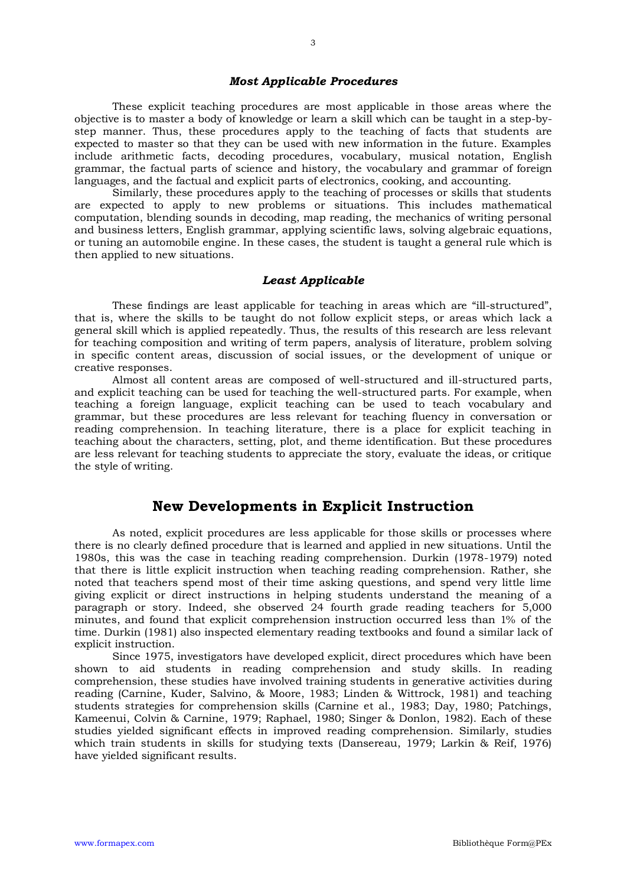### *Most Applicable Procedures*

These explicit teaching procedures are most applicable in those areas where the objective is to master a body of knowledge or learn a skill which can be taught in a step-by-step manner. Thus, these procedures apply to the teaching of facts that students are expected to master so that they can be used with new information in the future. Examples include arithmetic facts, decoding procedures, vocabulary, musical notation, English grammar, the factual parts of science and history, the vocabulary and grammar of foreign languages, and the factual and explicit parts of electronics, cooking, and accounting.

Similarly, these procedures apply to the teaching of processes or skills that students are expected to apply to new problems or situations. This includes mathematical computation, blending sounds in decoding, map reading, the mechanics of writing personal and business letters, English grammar, applying scientific laws, solving algebraic equations, or tuning an automobile engine. In these cases, the student is taught a general rule which is then applied to new situations.

### *Least Applicable*

These findings are least applicable for teaching in areas which are "ill-structured", that is, where the skills to be taught do not follow explicit steps, or areas which lack a general skill which is applied repeatedly. Thus, the results of this research are less relevant for teaching composition and writing of term papers, analysis of literature, problem solving in specific content areas, discussion of social issues, or the development of unique or creative responses.

Almost all content areas are composed of well-structured and ill-structured parts, and explicit teaching can be used for teaching the well-structured parts. For example, when teaching a foreign language, explicit teaching can be used to teach vocabulary and grammar, but these procedures are less relevant for teaching fluency in conversation or reading comprehension. In teaching literature, there is a place for explicit teaching in teaching about the characters, setting, plot, and theme identification. But these procedures are less relevant for teaching students to appreciate the story, evaluate the ideas, or critique the style of writing.

## New Developments in Explicit Instruction

As noted, explicit procedures are less applicable for those skills or processes where there is no clearly defined procedure that is learned and applied in new situations. Until the 1980s, this was the case in teaching reading comprehension. Durkin (1978-1979) noted that there is little explicit instruction when teaching reading comprehension. Rather, she noted that teachers spend most of their time asking questions, and spend very little lime giving explicit or direct instructions in helping students understand the meaning of a paragraph or story. Indeed, she observed 24 fourth grade reading teachers for 5,000 minutes, and found that explicit comprehension instruction occurred less than 1% of the time. Durkin (1981) also inspected elementary reading textbooks and found a similar lack of explicit instruction.

Since 1975, investigators have developed explicit, direct procedures which have been shown to aid students in reading comprehension and study skills. In reading comprehension, these studies have involved training students in generative activities during reading (Carnine, Kuder, Salvino, & Moore, 1983; Linden & Wittrock, 1981) and teaching students strategies for comprehension skills (Carnine et al., 1983; Day, 1980; Patchings, Kameenui, Colvin & Carnine, 1979; Raphael, 1980; Singer & Donlon, 1982). Each of these studies yielded significant effects in improved reading comprehension. Similarly, studies which train students in skills for studying texts (Dansereau, 1979; Larkin & Reif, 1976) have yielded significant results.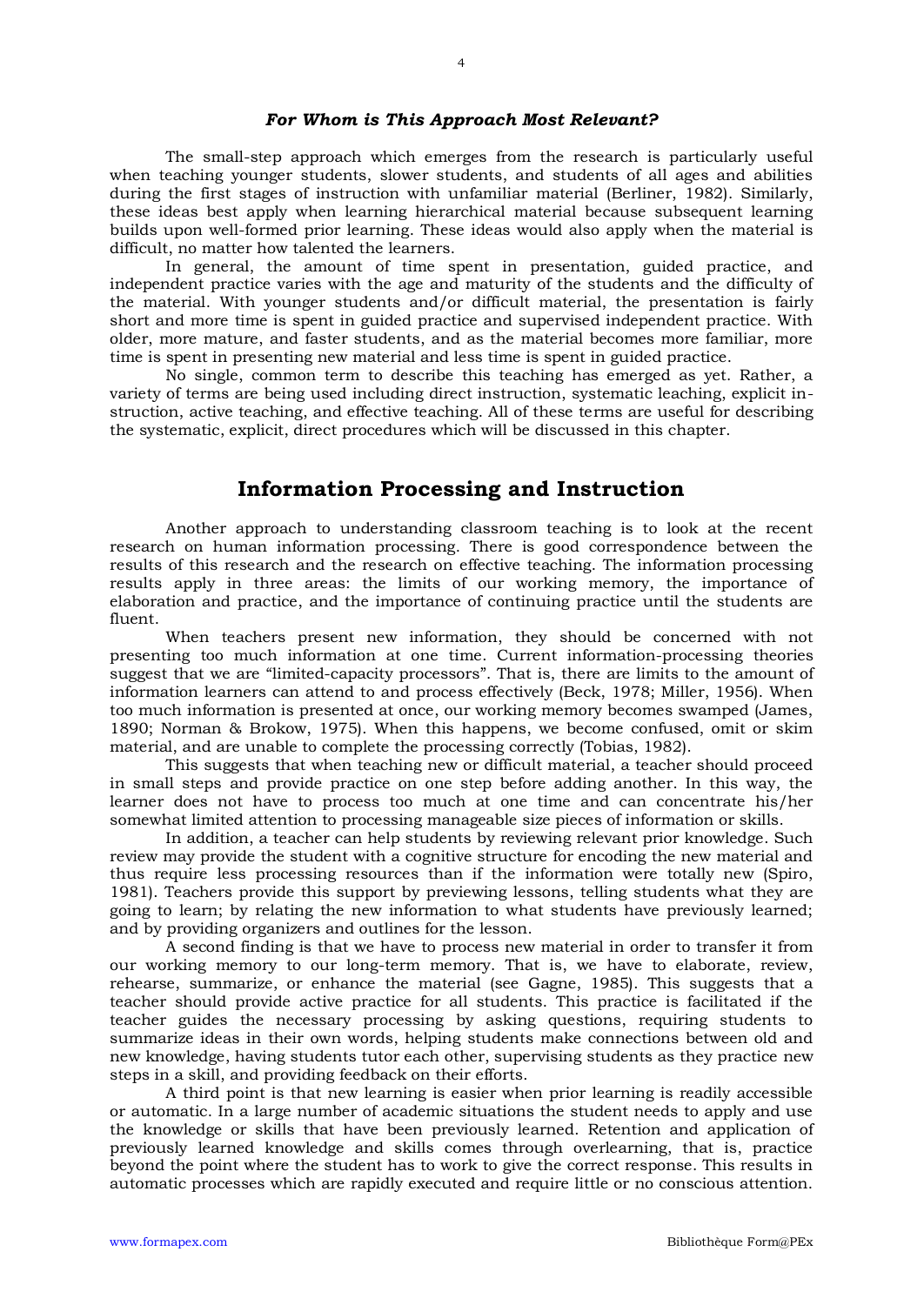### *For Whom is This Approach Most Relevant?*

The small-step approach which emerges from the research is particularly useful when teaching younger students, slower students, and students of all ages and abilities during the first stages of instruction with unfamiliar material (Berliner, 1982). Similarly, these ideas best apply when learning hierarchical material because subsequent learning builds upon well-formed prior learning. These ideas would also apply when the material is difficult, no matter how talented the learners.

In general, the amount of time spent in presentation, guided practice, and independent practice varies with the age and maturity of the students and the difficulty of the material. With younger students and/or difficult material, the presentation is fairly short and more time is spent in guided practice and supervised independent practice. With older, more mature, and faster students, and as the material becomes more familiar, more time is spent in presenting new material and less time is spent in guided practice.

No single, common term to describe this teaching has emerged as yet. Rather, a variety of terms are being used including direct instruction, systematic leaching, explicit instruction, active teaching, and effective teaching. All of these terms are useful for describing the systematic, explicit, direct procedures which will be discussed in this chapter.

## Information Processing and Instruction

Another approach to understanding classroom teaching is to look at the recent research on human information processing. There is good correspondence between the results of this research and the research on effective teaching. The information processing results apply in three areas: the limits of our working memory, the importance of elaboration and practice, and the importance of continuing practice until the students are fluent.

When teachers present new information, they should be concerned with not presenting too much information at one time. Current information-processing theories suggest that we are "limited-capacity processors". That is, there are limits to the amount of information learners can attend to and process effectively (Beck, 1978; Miller, 1956). When too much information is presented at once, our working memory becomes swamped (James, 1890; Norman & Brokow, 1975). When this happens, we become confused, omit or skim material, and are unable to complete the processing correctly (Tobias, 1982).

This suggests that when teaching new or difficult material, a teacher should proceed in small steps and provide practice on one step before adding another. In this way, the learner does not have to process too much at one time and can concentrate his/her somewhat limited attention to processing manageable size pieces of information or skills.

In addition, a teacher can help students by reviewing relevant prior knowledge. Such review may provide the student with a cognitive structure for encoding the new material and thus require less processing resources than if the information were totally new (Spiro, 1981). Teachers provide this support by previewing lessons, telling students what they are going to learn; by relating the new information to what students have previously learned; and by providing organizers and outlines for the lesson.

A second finding is that we have to process new material in order to transfer it from our working memory to our long-term memory. That is, we have to elaborate, review, rehearse, summarize, or enhance the material (see Gagne, 1985). This suggests that a teacher should provide active practice for all students. This practice is facilitated if the teacher guides the necessary processing by asking questions, requiring students to summarize ideas in their own words, helping students make connections between old and new knowledge, having students tutor each other, supervising students as they practice new steps in a skill, and providing feedback on their efforts.

A third point is that new learning is easier when prior learning is readily accessible or automatic. In a large number of academic situations the student needs to apply and use the knowledge or skills that have been previously learned. Retention and application of previously learned knowledge and skills comes through overlearning, that is, practice beyond the point where the student has to work to give the correct response. This results in automatic processes which are rapidly executed and require little or no conscious attention.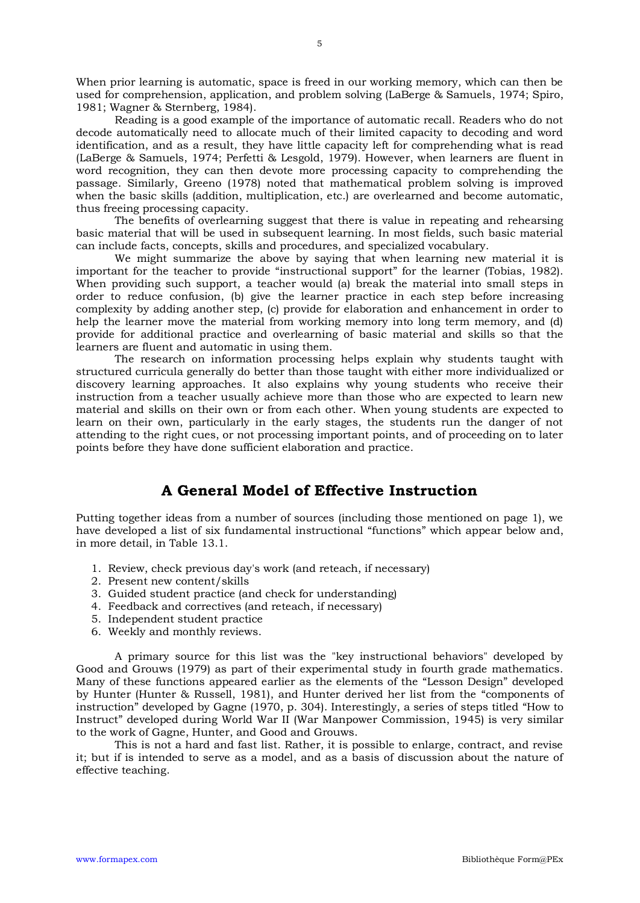When prior learning is automatic, space is freed in our working memory, which can then be used for comprehension, application, and problem solving (LaBerge & Samuels, 1974; Spiro, 1981; Wagner & Sternberg, 1984).

Reading is a good example of the importance of automatic recall. Readers who do not decode automatically need to allocate much of their limited capacity to decoding and word identification, and as a result, they have little capacity left for comprehending what is read (LaBerge & Samuels, 1974; Perfetti & Lesgold, 1979). However, when learners are fluent in word recognition, they can then devote more processing capacity to comprehending the passage. Similarly, Greeno (1978) noted that mathematical problem solving is improved when the basic skills (addition, multiplication, etc.) are overlearned and become automatic, thus freeing processing capacity.

The benefits of overlearning suggest that there is value in repeating and rehearsing basic material that will be used in subsequent learning. In most fields, such basic material can include facts, concepts, skills and procedures, and specialized vocabulary.

We might summarize the above by saying that when learning new material it is important for the teacher to provide "instructional support" for the learner (Tobias, 1982). When providing such support, a teacher would (a) break the material into small steps in order to reduce confusion, (b) give the learner practice in each step before increasing complexity by adding another step, (c) provide for elaboration and enhancement in order to help the learner move the material from working memory into long term memory, and (d) provide for additional practice and overlearning of basic material and skills so that the learners are fluent and automatic in using them.

The research on information processing helps explain why students taught with structured curricula generally do better than those taught with either more individualized or discovery learning approaches. It also explains why young students who receive their instruction from a teacher usually achieve more than those who are expected to learn new material and skills on their own or from each other. When young students are expected to learn on their own, particularly in the early stages, the students run the danger of not attending to the right cues, or not processing important points, and of proceeding on to later points before they have done sufficient elaboration and practice.

## A General Model of Effective Instruction

Putting together ideas from a number of sources (including those mentioned on page 1), we have developed a list of six fundamental instructional "functions" which appear below and, in more detail, in Table 13.1.

1. Review, check previous day's work (and reteach, if necessary)
2. Present new content/skills
3. Guided student practice (and check for understanding)
4. Feedback and correctives (and reteach, if necessary)
5. Independent student practice
6. Weekly and monthly reviews.

A primary source for this list was the "key instructional behaviors" developed by Good and Grouws (1979) as part of their experimental study in fourth grade mathematics. Many of these functions appeared earlier as the elements of the "Lesson Design" developed by Hunter (Hunter & Russell, 1981), and Hunter derived her list from the "components of instruction" developed by Gagne (1970, p. 304). Interestingly, a series of steps titled "How to Instruct" developed during World War II (War Manpower Commission, 1945) is very similar to the work of Gagne, Hunter, and Good and Grouws.

This is not a hard and fast list. Rather, it is possible to enlarge, contract, and revise it; but if is intended to serve as a model, and as a basis of discussion about the nature of effective teaching.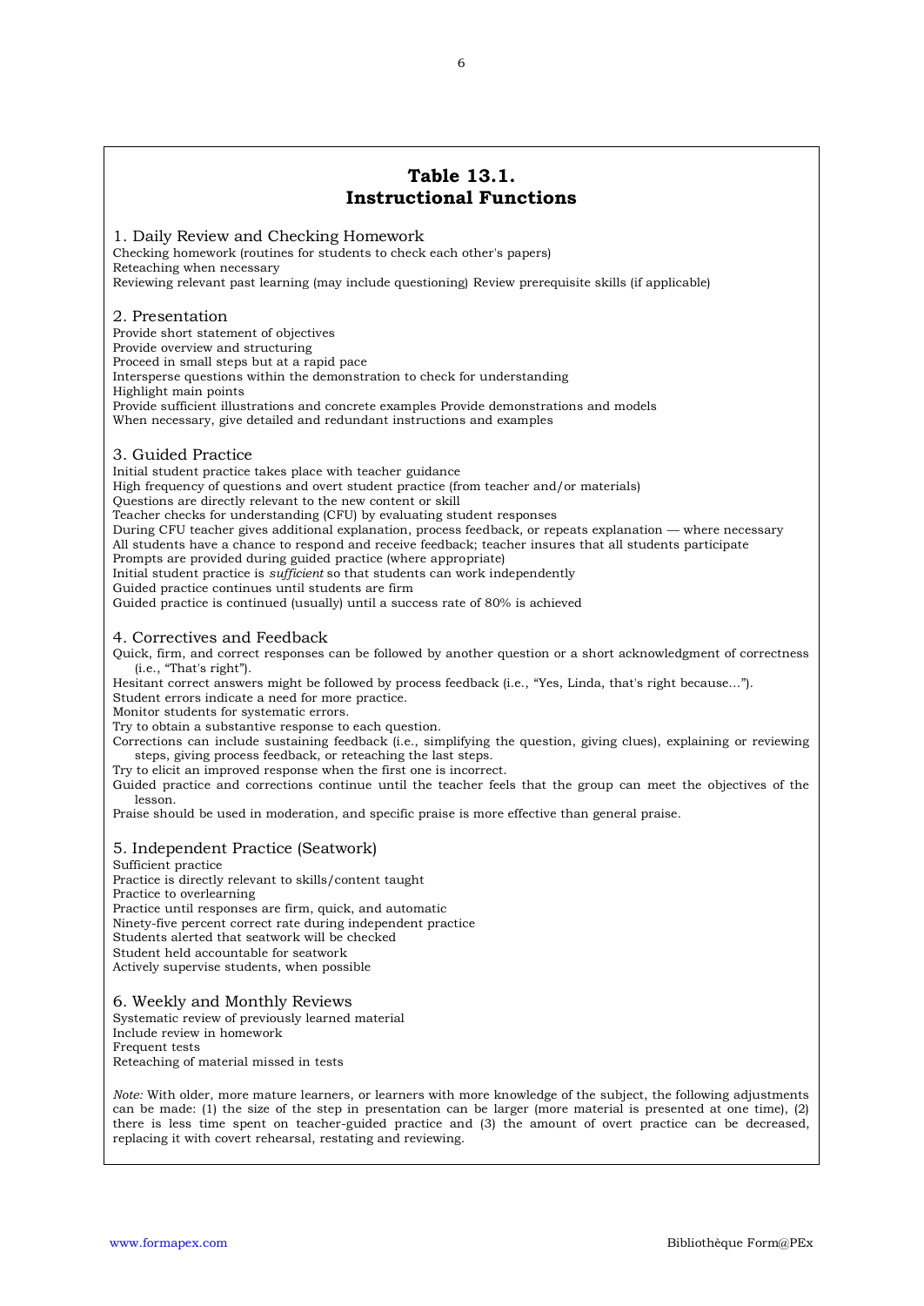## Table 13.1. Instructional Functions

### 1. Daily Review and Checking Homework

Checking homework (routines for students to check each other's papers)
Reteaching when necessary
Reviewing relevant past learning (may include questioning) Review prerequisite skills (if applicable)

### 2. Presentation

Provide short statement of objectives
Provide overview and structuring
Proceed in small steps but at a rapid pace
Intersperse questions within the demonstration to check for understanding
Highlight main points
Provide sufficient illustrations and concrete examples Provide demonstrations and models
When necessary, give detailed and redundant instructions and examples

### 3. Guided Practice

Initial student practice takes place with teacher guidance
High frequency of questions and overt student practice (from teacher and/or materials)
Questions are directly relevant to the new content or skill
Teacher checks for understanding (CFU) by evaluating student responses
During CFU teacher gives additional explanation, process feedback, or repeats explanation — where necessary
All students have a chance to respond and receive feedback; teacher insures that all students participate
Prompts are provided during guided practice (where appropriate)
Initial student practice is *sufficient* so that students can work independently
Guided practice continues until students are firm
Guided practice is continued (usually) until a success rate of 80% is achieved

### 4. Correctives and Feedback

Quick, firm, and correct responses can be followed by another question or a short acknowledgment of correctness (i.e., "That's right").
Hesitant correct answers might be followed by process feedback (i.e., "Yes, Linda, that's right because…").
Student errors indicate a need for more practice.
Monitor students for systematic errors.
Try to obtain a substantive response to each question.
Corrections can include sustaining feedback (i.e., simplifying the question, giving clues), explaining or reviewing steps, giving process feedback, or reteaching the last steps.
Try to elicit an improved response when the first one is incorrect.
Guided practice and corrections continue until the teacher feels that the group can meet the objectives of the lesson.
Praise should be used in moderation, and specific praise is more effective than general praise.

### 5. Independent Practice (Seatwork)

Sufficient practice
Practice is directly relevant to skills/content taught
Practice to overlearning
Practice until responses are firm, quick, and automatic
Ninety-five percent correct rate during independent practice
Students alerted that seatwork will be checked
Student held accountable for seatwork
Actively supervise students, when possible

### 6. Weekly and Monthly Reviews

Systematic review of previously learned material
Include review in homework
Frequent tests
Reteaching of material missed in tests

*Note:* With older, more mature learners, or learners with more knowledge of the subject, the following adjustments can be made: (1) the size of the step in presentation can be larger (more material is presented at one time), (2) there is less time spent on teacher-guided practice and (3) the amount of overt practice can be decreased, replacing it with covert rehearsal, restating and reviewing.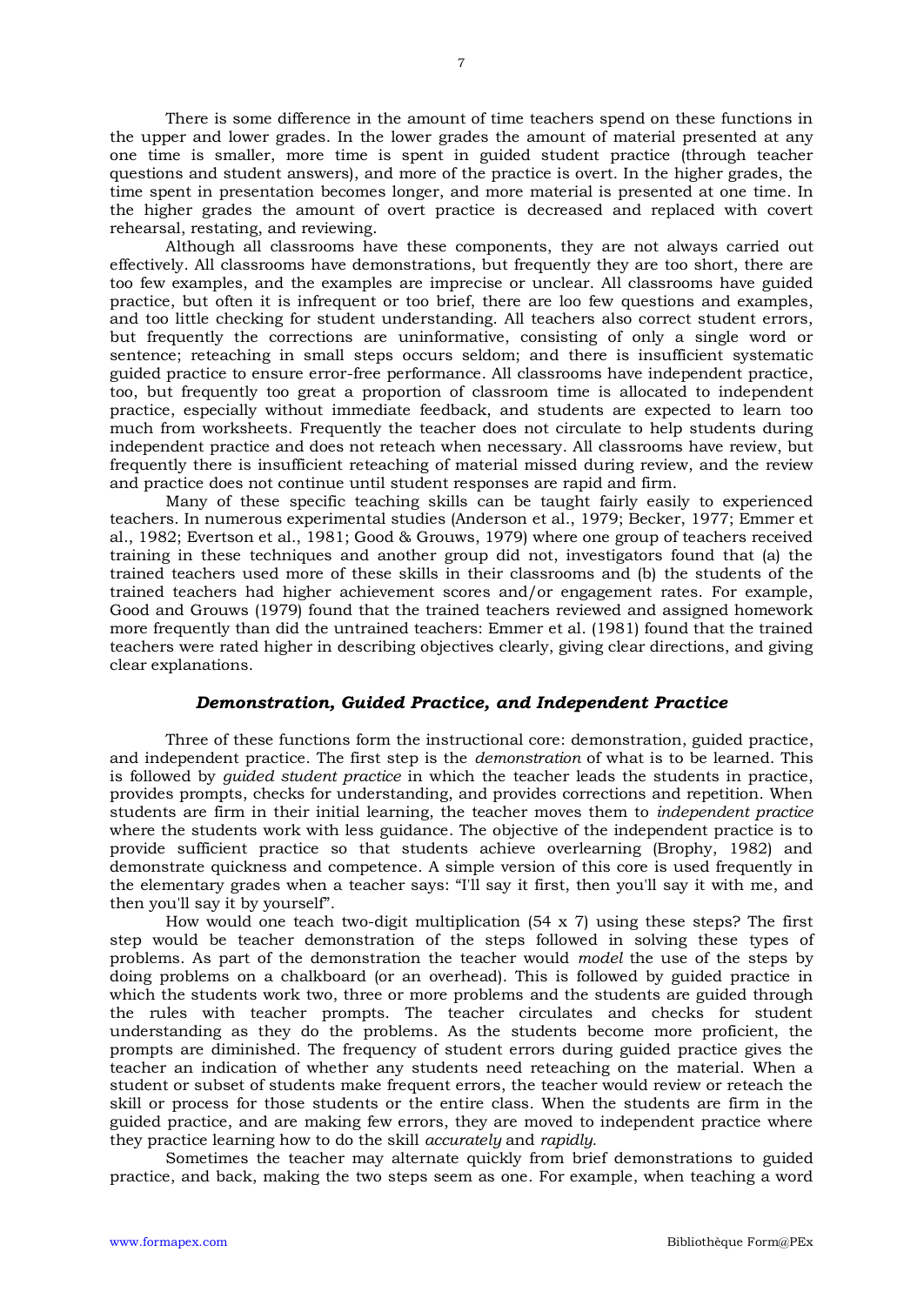There is some difference in the amount of time teachers spend on these functions in the upper and lower grades. In the lower grades the amount of material presented at any one time is smaller, more time is spent in guided student practice (through teacher questions and student answers), and more of the practice is overt. In the higher grades, the time spent in presentation becomes longer, and more material is presented at one time. In the higher grades the amount of overt practice is decreased and replaced with covert rehearsal, restating, and reviewing.

Although all classrooms have these components, they are not always carried out effectively. All classrooms have demonstrations, but frequently they are too short, there are too few examples, and the examples are imprecise or unclear. All classrooms have guided practice, but often it is infrequent or too brief, there are loo few questions and examples, and too little checking for student understanding. All teachers also correct student errors, but frequently the corrections are uninformative, consisting of only a single word or sentence; reteaching in small steps occurs seldom; and there is insufficient systematic guided practice to ensure error-free performance. All classrooms have independent practice, too, but frequently too great a proportion of classroom time is allocated to independent practice, especially without immediate feedback, and students are expected to learn too much from worksheets. Frequently the teacher does not circulate to help students during independent practice and does not reteach when necessary. All classrooms have review, but frequently there is insufficient reteaching of material missed during review, and the review and practice does not continue until student responses are rapid and firm.

Many of these specific teaching skills can be taught fairly easily to experienced teachers. In numerous experimental studies (Anderson et al., 1979; Becker, 1977; Emmer et al., 1982; Evertson et al., 1981; Good & Grouws, 1979) where one group of teachers received training in these techniques and another group did not, investigators found that (a) the trained teachers used more of these skills in their classrooms and (b) the students of the trained teachers had higher achievement scores and/or engagement rates. For example, Good and Grouws (1979) found that the trained teachers reviewed and assigned homework more frequently than did the untrained teachers: Emmer et al. (1981) found that the trained teachers were rated higher in describing objectives clearly, giving clear directions, and giving clear explanations.

### *Demonstration, Guided Practice, and Independent Practice*

Three of these functions form the instructional core: demonstration, guided practice, and independent practice. The first step is the *demonstration* of what is to be learned. This is followed by *guided student practice* in which the teacher leads the students in practice, provides prompts, checks for understanding, and provides corrections and repetition. When students are firm in their initial learning, the teacher moves them to *independent practice* where the students work with less guidance. The objective of the independent practice is to provide sufficient practice so that students achieve overlearning (Brophy, 1982) and demonstrate quickness and competence. A simple version of this core is used frequently in the elementary grades when a teacher says: "I'll say it first, then you'll say it with me, and then you'll say it by yourself".

How would one teach two-digit multiplication (54 x 7) using these steps? The first step would be teacher demonstration of the steps followed in solving these types of problems. As part of the demonstration the teacher would *model* the use of the steps by doing problems on a chalkboard (or an overhead). This is followed by guided practice in which the students work two, three or more problems and the students are guided through the rules with teacher prompts. The teacher circulates and checks for student understanding as they do the problems. As the students become more proficient, the prompts are diminished. The frequency of student errors during guided practice gives the teacher an indication of whether any students need reteaching on the material. When a student or subset of students make frequent errors, the teacher would review or reteach the skill or process for those students or the entire class. When the students are firm in the guided practice, and are making few errors, they are moved to independent practice where they practice learning how to do the skill *accurately* and *rapidly*.

Sometimes the teacher may alternate quickly from brief demonstrations to guided practice, and back, making the two steps seem as one. For example, when teaching a word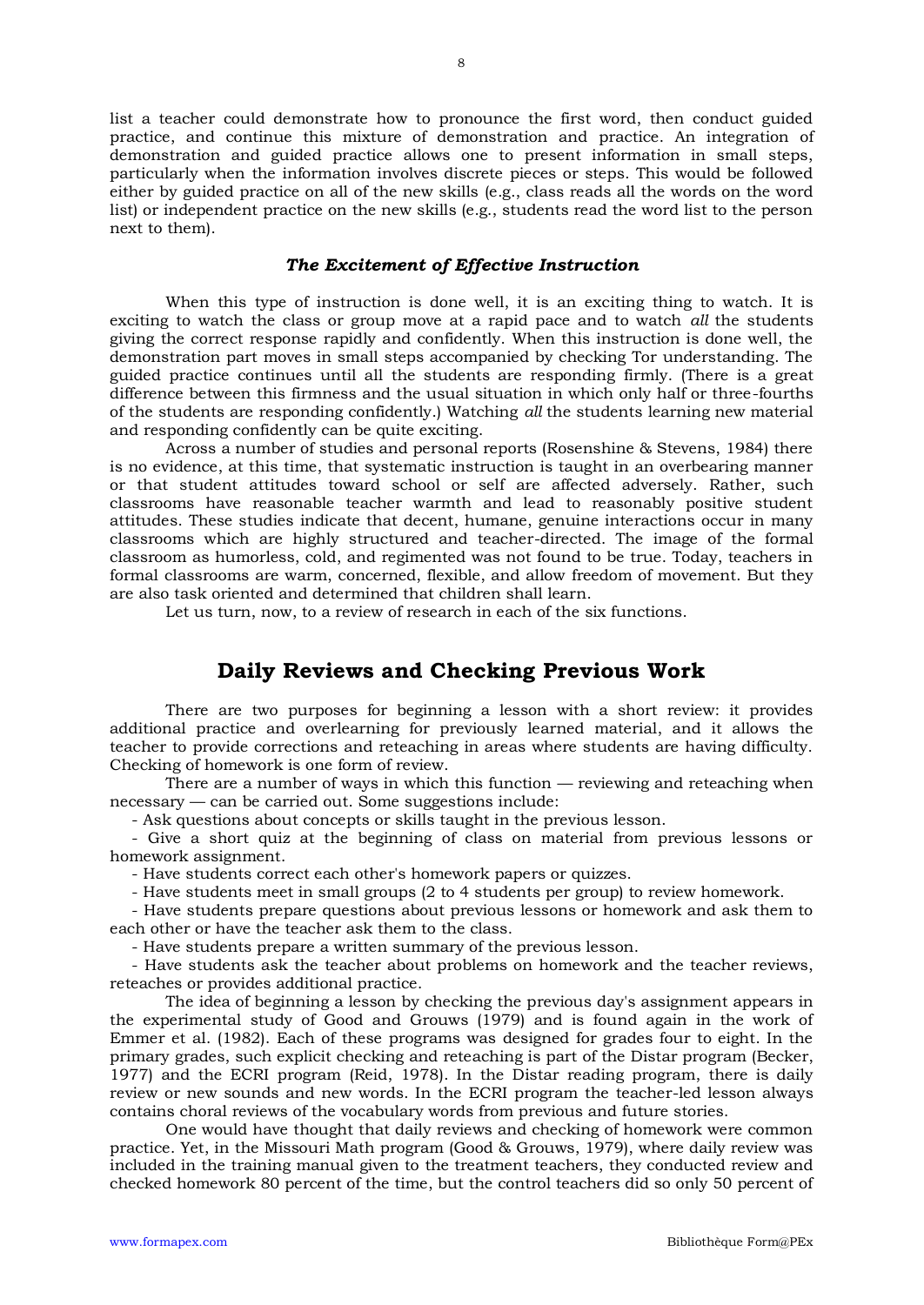list a teacher could demonstrate how to pronounce the first word, then conduct guided practice, and continue this mixture of demonstration and practice. An integration of demonstration and guided practice allows one to present information in small steps, particularly when the information involves discrete pieces or steps. This would be followed either by guided practice on all of the new skills (e.g., class reads all the words on the word list) or independent practice on the new skills (e.g., students read the word list to the person next to them).

### *The Excitement of Effective Instruction*

When this type of instruction is done well, it is an exciting thing to watch. It is exciting to watch the class or group move at a rapid pace and to watch *all* the students giving the correct response rapidly and confidently. When this instruction is done well, the demonstration part moves in small steps accompanied by checking Tor understanding. The guided practice continues until all the students are responding firmly. (There is a great difference between this firmness and the usual situation in which only half or three-fourths of the students are responding confidently.) Watching *all* the students learning new material and responding confidently can be quite exciting.

Across a number of studies and personal reports (Rosenshine & Stevens, 1984) there is no evidence, at this time, that systematic instruction is taught in an overbearing manner or that student attitudes toward school or self are affected adversely. Rather, such classrooms have reasonable teacher warmth and lead to reasonably positive student attitudes. These studies indicate that decent, humane, genuine interactions occur in many classrooms which are highly structured and teacher-directed. The image of the formal classroom as humorless, cold, and regimented was not found to be true. Today, teachers in formal classrooms are warm, concerned, flexible, and allow freedom of movement. But they are also task oriented and determined that children shall learn.

Let us turn, now, to a review of research in each of the six functions.

## Daily Reviews and Checking Previous Work

There are two purposes for beginning a lesson with a short review: it provides additional practice and overlearning for previously learned material, and it allows the teacher to provide corrections and reteaching in areas where students are having difficulty. Checking of homework is one form of review.

There are a number of ways in which this function — reviewing and reteaching when necessary — can be carried out. Some suggestions include:

- Ask questions about concepts or skills taught in the previous lesson.
- Give a short quiz at the beginning of class on material from previous lessons or homework assignment.
- Have students correct each other's homework papers or quizzes.
- Have students meet in small groups (2 to 4 students per group) to review homework.
- Have students prepare questions about previous lessons or homework and ask them to each other or have the teacher ask them to the class.
- Have students prepare a written summary of the previous lesson.
- Have students ask the teacher about problems on homework and the teacher reviews, reteaches or provides additional practice.

The idea of beginning a lesson by checking the previous day's assignment appears in the experimental study of Good and Grouws (1979) and is found again in the work of Emmer et al. (1982). Each of these programs was designed for grades four to eight. In the primary grades, such explicit checking and reteaching is part of the Distar program (Becker, 1977) and the ECRI program (Reid, 1978). In the Distar reading program, there is daily review or new sounds and new words. In the ECRI program the teacher-led lesson always contains choral reviews of the vocabulary words from previous and future stories.

One would have thought that daily reviews and checking of homework were common practice. Yet, in the Missouri Math program (Good & Grouws, 1979), where daily review was included in the training manual given to the treatment teachers, they conducted review and checked homework 80 percent of the time, but the control teachers did so only 50 percent of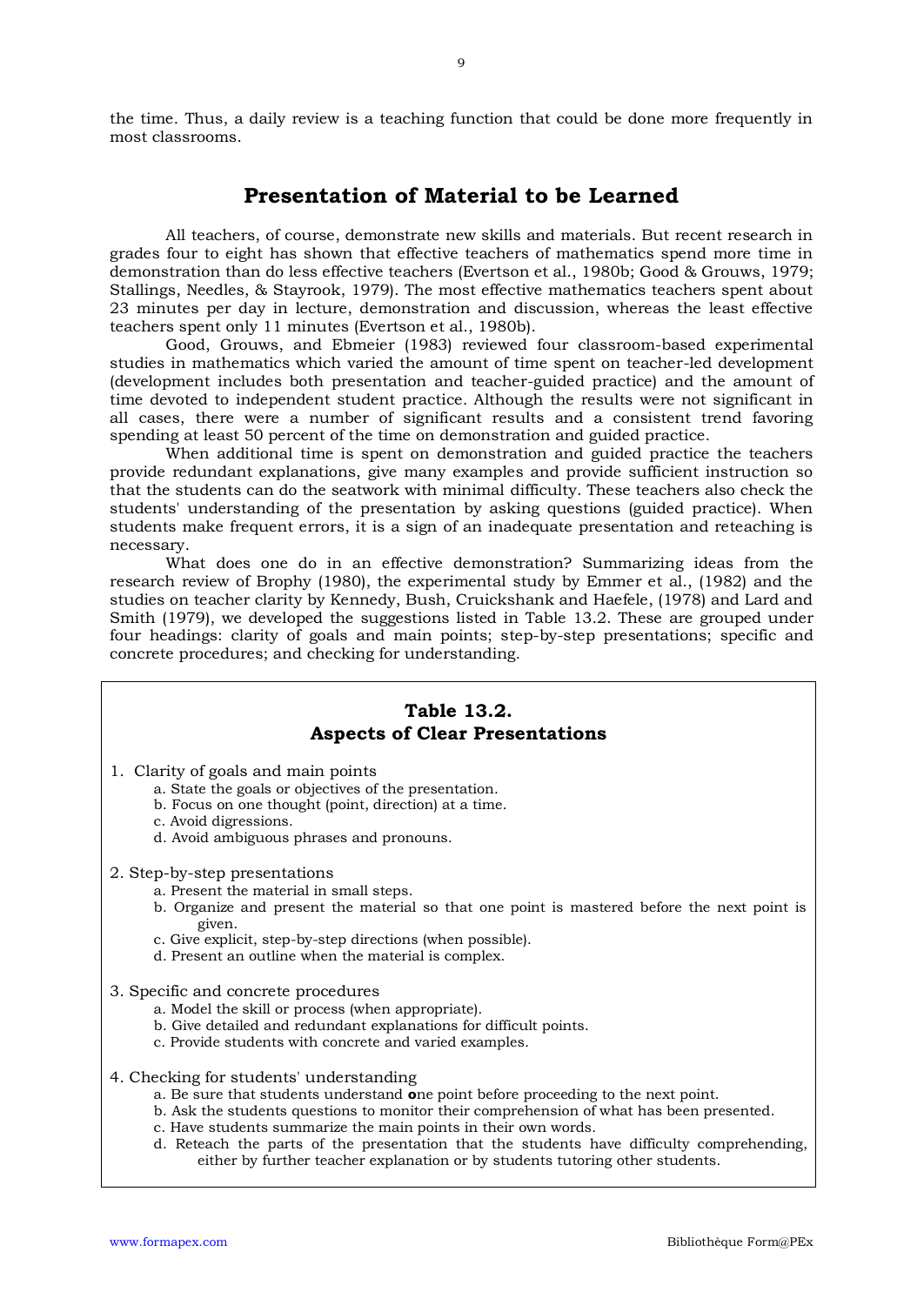the time. Thus, a daily review is a teaching function that could be done more frequently in most classrooms.

## Presentation of Material to be Learned

All teachers, of course, demonstrate new skills and materials. But recent research in grades four to eight has shown that effective teachers of mathematics spend more time in demonstration than do less effective teachers (Evertson et al., 1980b; Good & Grouws, 1979; Stallings, Needles, & Stayrook, 1979). The most effective mathematics teachers spent about 23 minutes per day in lecture, demonstration and discussion, whereas the least effective teachers spent only 11 minutes (Evertson et al., 1980b).

Good, Grouws, and Ebmeier (1983) reviewed four classroom-based experimental studies in mathematics which varied the amount of time spent on teacher-led development (development includes both presentation and teacher-guided practice) and the amount of time devoted to independent student practice. Although the results were not significant in all cases, there were a number of significant results and a consistent trend favoring spending at least 50 percent of the time on demonstration and guided practice.

When additional time is spent on demonstration and guided practice the teachers provide redundant explanations, give many examples and provide sufficient instruction so that the students can do the seatwork with minimal difficulty. These teachers also check the students' understanding of the presentation by asking questions (guided practice). When students make frequent errors, it is a sign of an inadequate presentation and reteaching is necessary.

What does one do in an effective demonstration? Summarizing ideas from the research review of Brophy (1980), the experimental study by Emmer et al., (1982) and the studies on teacher clarity by Kennedy, Bush, Cruickshank and Haefele, (1978) and Lard and Smith (1979), we developed the suggestions listed in Table 13.2. These are grouped under four headings: clarity of goals and main points; step-by-step presentations; specific and concrete procedures; and checking for understanding.

**Table 13.2.**
**Aspects of Clear Presentations**

1. Clarity of goals and main points
   a. State the goals or objectives of the presentation.
   b. Focus on one thought (point, direction) at a time.
   c. Avoid digressions.
   d. Avoid ambiguous phrases and pronouns.

2. Step-by-step presentations
   a. Present the material in small steps.
   b. Organize and present the material so that one point is mastered before the next point is given.
   c. Give explicit, step-by-step directions (when possible).
   d. Present an outline when the material is complex.

3. Specific and concrete procedures
   a. Model the skill or process (when appropriate).
   b. Give detailed and redundant explanations for difficult points.
   c. Provide students with concrete and varied examples.

4. Checking for students' understanding
   a. Be sure that students understand **o**ne point before proceeding to the next point.
   b. Ask the students questions to monitor their comprehension of what has been presented.
   c. Have students summarize the main points in their own words.
   d. Reteach the parts of the presentation that the students have difficulty comprehending, either by further teacher explanation or by students tutoring other students.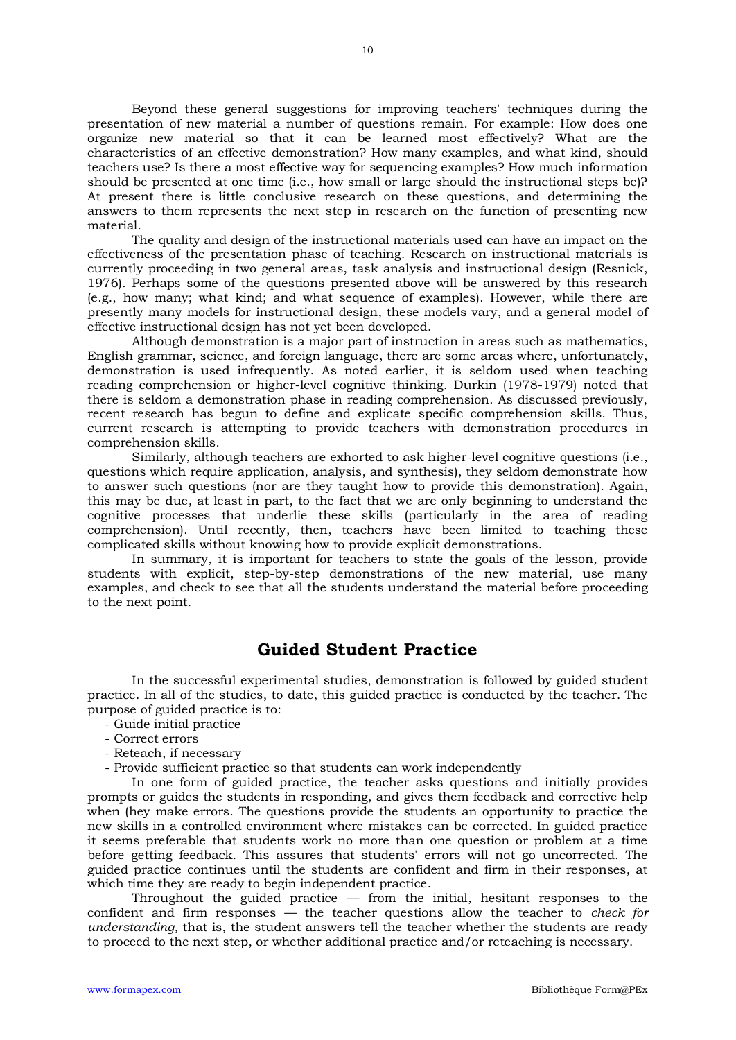Beyond these general suggestions for improving teachers' techniques during the presentation of new material a number of questions remain. For example: How does one organize new material so that it can be learned most effectively? What are the characteristics of an effective demonstration? How many examples, and what kind, should teachers use? Is there a most effective way for sequencing examples? How much information should be presented at one time (i.e., how small or large should the instructional steps be)? At present there is little conclusive research on these questions, and determining the answers to them represents the next step in research on the function of presenting new material.

The quality and design of the instructional materials used can have an impact on the effectiveness of the presentation phase of teaching. Research on instructional materials is currently proceeding in two general areas, task analysis and instructional design (Resnick, 1976). Perhaps some of the questions presented above will be answered by this research (e.g., how many; what kind; and what sequence of examples). However, while there are presently many models for instructional design, these models vary, and a general model of effective instructional design has not yet been developed.

Although demonstration is a major part of instruction in areas such as mathematics, English grammar, science, and foreign language, there are some areas where, unfortunately, demonstration is used infrequently. As noted earlier, it is seldom used when teaching reading comprehension or higher-level cognitive thinking. Durkin (1978-1979) noted that there is seldom a demonstration phase in reading comprehension. As discussed previously, recent research has begun to define and explicate specific comprehension skills. Thus, current research is attempting to provide teachers with demonstration procedures in comprehension skills.

Similarly, although teachers are exhorted to ask higher-level cognitive questions (i.e., questions which require application, analysis, and synthesis), they seldom demonstrate how to answer such questions (nor are they taught how to provide this demonstration). Again, this may be due, at least in part, to the fact that we are only beginning to understand the cognitive processes that underlie these skills (particularly in the area of reading comprehension). Until recently, then, teachers have been limited to teaching these complicated skills without knowing how to provide explicit demonstrations.

In summary, it is important for teachers to state the goals of the lesson, provide students with explicit, step-by-step demonstrations of the new material, use many examples, and check to see that all the students understand the material before proceeding to the next point.

## Guided Student Practice

In the successful experimental studies, demonstration is followed by guided student practice. In all of the studies, to date, this guided practice is conducted by the teacher. The purpose of guided practice is to:

- Guide initial practice
- Correct errors
- Reteach, if necessary
- Provide sufficient practice so that students can work independently

In one form of guided practice, the teacher asks questions and initially provides prompts or guides the students in responding, and gives them feedback and corrective help when (hey make errors. The questions provide the students an opportunity to practice the new skills in a controlled environment where mistakes can be corrected. In guided practice it seems preferable that students work no more than one question or problem at a time before getting feedback. This assures that students' errors will not go uncorrected. The guided practice continues until the students are confident and firm in their responses, at which time they are ready to begin independent practice.

Throughout the guided practice — from the initial, hesitant responses to the confident and firm responses — the teacher questions allow the teacher to *check for understanding,* that is, the student answers tell the teacher whether the students are ready to proceed to the next step, or whether additional practice and/or reteaching is necessary.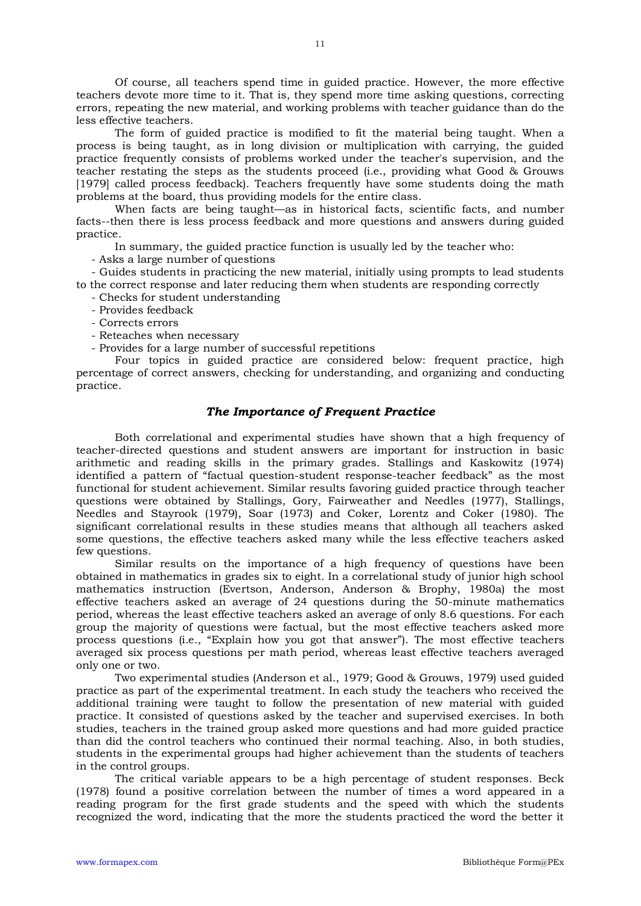Of course, all teachers spend time in guided practice. However, the more effective teachers devote more time to it. That is, they spend more time asking questions, correcting errors, repeating the new material, and working problems with teacher guidance than do the less effective teachers.

The form of guided practice is modified to fit the material being taught. When a process is being taught, as in long division or multiplication with carrying, the guided practice frequently consists of problems worked under the teacher's supervision, and the teacher restating the steps as the students proceed (i.e., providing what Good & Grouws [1979] called process feedback). Teachers frequently have some students doing the math problems at the board, thus providing models for the entire class.

When facts are being taught—as in historical facts, scientific facts, and number facts--then there is less process feedback and more questions and answers during guided practice.

In summary, the guided practice function is usually led by the teacher who:

- Asks a large number of questions
- Guides students in practicing the new material, initially using prompts to lead students to the correct response and later reducing them when students are responding correctly
- Checks for student understanding
- Provides feedback
- Corrects errors
- Reteaches when necessary
- Provides for a large number of successful repetitions

Four topics in guided practice are considered below: frequent practice, high percentage of correct answers, checking for understanding, and organizing and conducting practice.

### *The Importance of Frequent Practice*

Both correlational and experimental studies have shown that a high frequency of teacher-directed questions and student answers are important for instruction in basic arithmetic and reading skills in the primary grades. Stallings and Kaskowitz (1974) identified a pattern of "factual question-student response-teacher feedback" as the most functional for student achievement. Similar results favoring guided practice through teacher questions were obtained by Stallings, Gory, Fairweather and Needles (1977), Stallings, Needles and Stayrook (1979), Soar (1973) and Coker, Lorentz and Coker (1980). The significant correlational results in these studies means that although all teachers asked some questions, the effective teachers asked many while the less effective teachers asked few questions.

Similar results on the importance of a high frequency of questions have been obtained in mathematics in grades six to eight. In a correlational study of junior high school mathematics instruction (Evertson, Anderson, Anderson & Brophy, 1980a) the most effective teachers asked an average of 24 questions during the 50-minute mathematics period, whereas the least effective teachers asked an average of only 8.6 questions. For each group the majority of questions were factual, but the most effective teachers asked more process questions (i.e., "Explain how you got that answer"). The most effective teachers averaged six process questions per math period, whereas least effective teachers averaged only one or two.

Two experimental studies (Anderson et al., 1979; Good & Grouws, 1979) used guided practice as part of the experimental treatment. In each study the teachers who received the additional training were taught to follow the presentation of new material with guided practice. It consisted of questions asked by the teacher and supervised exercises. In both studies, teachers in the trained group asked more questions and had more guided practice than did the control teachers who continued their normal teaching. Also, in both studies, students in the experimental groups had higher achievement than the students of teachers in the control groups.

The critical variable appears to be a high percentage of student responses. Beck (1978) found a positive correlation between the number of times a word appeared in a reading program for the first grade students and the speed with which the students recognized the word, indicating that the more the students practiced the word the better it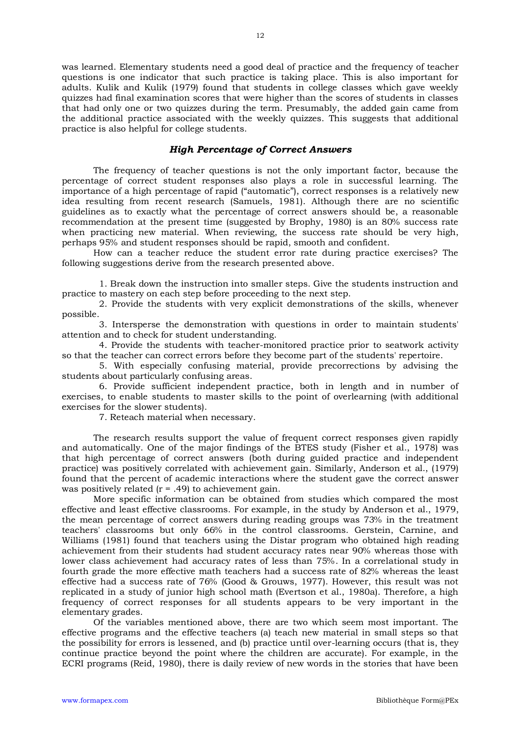was learned. Elementary students need a good deal of practice and the frequency of teacher questions is one indicator that such practice is taking place. This is also important for adults. Kulik and Kulik (1979) found that students in college classes which gave weekly quizzes had final examination scores that were higher than the scores of students in classes that had only one or two quizzes during the term. Presumably, the added gain came from the additional practice associated with the weekly quizzes. This suggests that additional practice is also helpful for college students.

### *High Percentage of Correct Answers*

The frequency of teacher questions is not the only important factor, because the percentage of correct student responses also plays a role in successful learning. The importance of a high percentage of rapid ("automatic"), correct responses is a relatively new idea resulting from recent research (Samuels, 1981). Although there are no scientific guidelines as to exactly what the percentage of correct answers should be, a reasonable recommendation at the present time (suggested by Brophy, 1980) is an 80% success rate when practicing new material. When reviewing, the success rate should be very high, perhaps 95% and student responses should be rapid, smooth and confident.

How can a teacher reduce the student error rate during practice exercises? The following suggestions derive from the research presented above.

1. Break down the instruction into smaller steps. Give the students instruction and practice to mastery on each step before proceeding to the next step.
2. Provide the students with very explicit demonstrations of the skills, whenever possible.
3. Intersperse the demonstration with questions in order to maintain students' attention and to check for student understanding.
4. Provide the students with teacher-monitored practice prior to seatwork activity so that the teacher can correct errors before they become part of the students' repertoire.
5. With especially confusing material, provide precorrections by advising the students about particularly confusing areas.
6. Provide sufficient independent practice, both in length and in number of exercises, to enable students to master skills to the point of overlearning (with additional exercises for the slower students).
7. Reteach material when necessary.

The research results support the value of frequent correct responses given rapidly and automatically. One of the major findings of the BTES study (Fisher et al., 1978) was that high percentage of correct answers (both during guided practice and independent practice) was positively correlated with achievement gain. Similarly, Anderson et al., (1979) found that the percent of academic interactions where the student gave the correct answer was positively related ($r = .49$) to achievement gain.

More specific information can be obtained from studies which compared the most effective and least effective classrooms. For example, in the study by Anderson et al., 1979, the mean percentage of correct answers during reading groups was 73% in the treatment teachers' classrooms but only 66% in the control classrooms. Gerstein, Carnine, and Williams (1981) found that teachers using the Distar program who obtained high reading achievement from their students had student accuracy rates near 90% whereas those with lower class achievement had accuracy rates of less than 75%. In a correlational study in fourth grade the more effective math teachers had a success rate of 82% whereas the least effective had a success rate of 76% (Good & Grouws, 1977). However, this result was not replicated in a study of junior high school math (Evertson et al., 1980a). Therefore, a high frequency of correct responses for all students appears to be very important in the elementary grades.

Of the variables mentioned above, there are two which seem most important. The effective programs and the effective teachers (a) teach new material in small steps so that the possibility for errors is lessened, and (b) practice until over-learning occurs (that is, they continue practice beyond the point where the children are accurate). For example, in the ECRI programs (Reid, 1980), there is daily review of new words in the stories that have been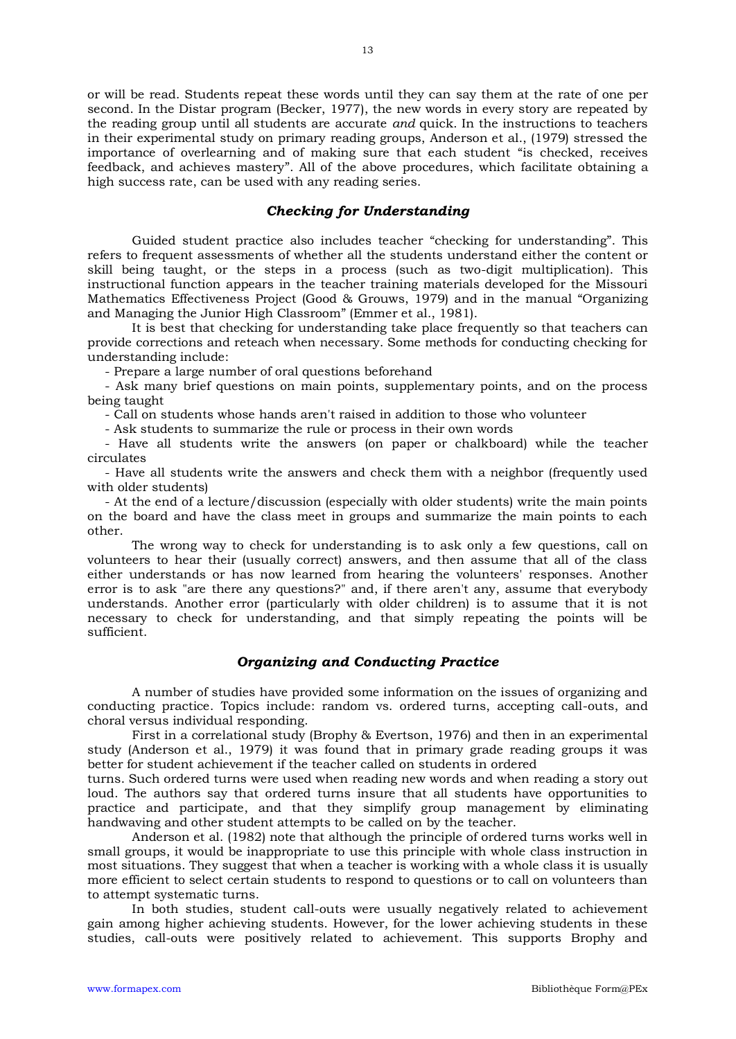or will be read. Students repeat these words until they can say them at the rate of one per second. In the Distar program (Becker, 1977), the new words in every story are repeated by the reading group until all students are accurate *and* quick. In the instructions to teachers in their experimental study on primary reading groups, Anderson et al., (1979) stressed the importance of overlearning and of making sure that each student "is checked, receives feedback, and achieves mastery". All of the above procedures, which facilitate obtaining a high success rate, can be used with any reading series.

### *Checking for Understanding*

Guided student practice also includes teacher "checking for understanding". This refers to frequent assessments of whether all the students understand either the content or skill being taught, or the steps in a process (such as two-digit multiplication). This instructional function appears in the teacher training materials developed for the Missouri Mathematics Effectiveness Project (Good & Grouws, 1979) and in the manual "Organizing and Managing the Junior High Classroom" (Emmer et al., 1981).

It is best that checking for understanding take place frequently so that teachers can provide corrections and reteach when necessary. Some methods for conducting checking for understanding include:

- Prepare a large number of oral questions beforehand
- Ask many brief questions on main points, supplementary points, and on the process being taught
- Call on students whose hands aren't raised in addition to those who volunteer
- Ask students to summarize the rule or process in their own words
- Have all students write the answers (on paper or chalkboard) while the teacher circulates
- Have all students write the answers and check them with a neighbor (frequently used with older students)
- At the end of a lecture/discussion (especially with older students) write the main points on the board and have the class meet in groups and summarize the main points to each other.

The wrong way to check for understanding is to ask only a few questions, call on volunteers to hear their (usually correct) answers, and then assume that all of the class either understands or has now learned from hearing the volunteers' responses. Another error is to ask "are there any questions?" and, if there aren't any, assume that everybody understands. Another error (particularly with older children) is to assume that it is not necessary to check for understanding, and that simply repeating the points will be sufficient.

### *Organizing and Conducting Practice*

A number of studies have provided some information on the issues of organizing and conducting practice. Topics include: random vs. ordered turns, accepting call-outs, and choral versus individual responding.

First in a correlational study (Brophy & Evertson, 1976) and then in an experimental study (Anderson et al., 1979) it was found that in primary grade reading groups it was better for student achievement if the teacher called on students in ordered turns. Such ordered turns were used when reading new words and when reading a story out loud. The authors say that ordered turns insure that all students have opportunities to practice and participate, and that they simplify group management by eliminating handwaving and other student attempts to be called on by the teacher.

Anderson et al. (1982) note that although the principle of ordered turns works well in small groups, it would be inappropriate to use this principle with whole class instruction in most situations. They suggest that when a teacher is working with a whole class it is usually more efficient to select certain students to respond to questions or to call on volunteers than to attempt systematic turns.

In both studies, student call-outs were usually negatively related to achievement gain among higher achieving students. However, for the lower achieving students in these studies, call-outs were positively related to achievement. This supports Brophy and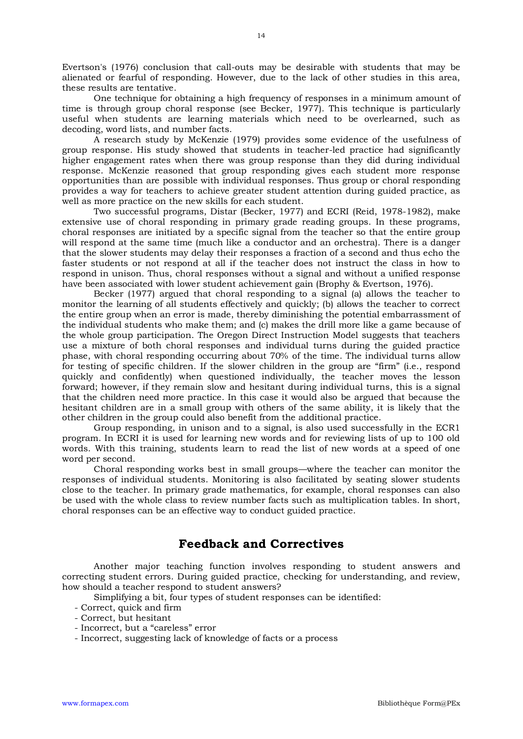Evertson's (1976) conclusion that call-outs may be desirable with students that may be alienated or fearful of responding. However, due to the lack of other studies in this area, these results are tentative.

One technique for obtaining a high frequency of responses in a minimum amount of time is through group choral response (see Becker, 1977). This technique is particularly useful when students are learning materials which need to be overlearned, such as decoding, word lists, and number facts.

A research study by McKenzie (1979) provides some evidence of the usefulness of group response. His study showed that students in teacher-led practice had significantly higher engagement rates when there was group response than they did during individual response. McKenzie reasoned that group responding gives each student more response opportunities than are possible with individual responses. Thus group or choral responding provides a way for teachers to achieve greater student attention during guided practice, as well as more practice on the new skills for each student.

Two successful programs, Distar (Becker, 1977) and ECRI (Reid, 1978-1982), make extensive use of choral responding in primary grade reading groups. In these programs, choral responses are initiated by a specific signal from the teacher so that the entire group will respond at the same time (much like a conductor and an orchestra). There is a danger that the slower students may delay their responses a fraction of a second and thus echo the faster students or not respond at all if the teacher does not instruct the class in how to respond in unison. Thus, choral responses without a signal and without a unified response have been associated with lower student achievement gain (Brophy & Evertson, 1976).

Becker (1977) argued that choral responding to a signal (a) allows the teacher to monitor the learning of all students effectively and quickly; (b) allows the teacher to correct the entire group when an error is made, thereby diminishing the potential embarrassment of the individual students who make them; and (c) makes the drill more like a game because of the whole group participation. The Oregon Direct Instruction Model suggests that teachers use a mixture of both choral responses and individual turns during the guided practice phase, with choral responding occurring about 70% of the time. The individual turns allow for testing of specific children. If the slower children in the group are "firm" (i.e., respond quickly and confidently) when questioned individually, the teacher moves the lesson forward; however, if they remain slow and hesitant during individual turns, this is a signal that the children need more practice. In this case it would also be argued that because the hesitant children are in a small group with others of the same ability, it is likely that the other children in the group could also benefit from the additional practice.

Group responding, in unison and to a signal, is also used successfully in the ECR1 program. In ECRI it is used for learning new words and for reviewing lists of up to 100 old words. With this training, students learn to read the list of new words at a speed of one word per second.

Choral responding works best in small groups—where the teacher can monitor the responses of individual students. Monitoring is also facilitated by seating slower students close to the teacher. In primary grade mathematics, for example, choral responses can also be used with the whole class to review number facts such as multiplication tables. In short, choral responses can be an effective way to conduct guided practice.

## Feedback and Correctives

Another major teaching function involves responding to student answers and correcting student errors. During guided practice, checking for understanding, and review, how should a teacher respond to student answers?

Simplifying a bit, four types of student responses can be identified:

- Correct, quick and firm
- Correct, but hesitant
- Incorrect, but a "careless" error
- Incorrect, suggesting lack of knowledge of facts or a process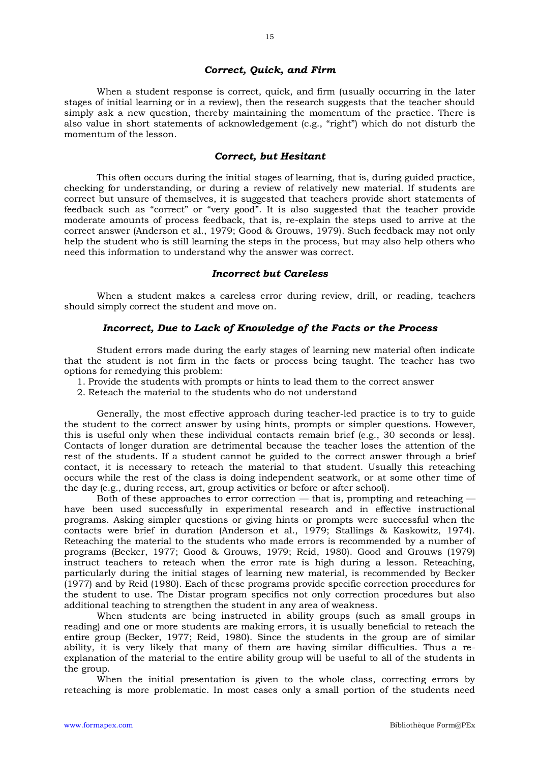### *Correct, Quick, and Firm*

When a student response is correct, quick, and firm (usually occurring in the later stages of initial learning or in a review), then the research suggests that the teacher should simply ask a new question, thereby maintaining the momentum of the practice. There is also value in short statements of acknowledgement (e.g., "right") which do not disturb the momentum of the lesson.

### *Correct, but Hesitant*

This often occurs during the initial stages of learning, that is, during guided practice, checking for understanding, or during a review of relatively new material. If students are correct but unsure of themselves, it is suggested that teachers provide short statements of feedback such as "correct" or "very good". It is also suggested that the teacher provide moderate amounts of process feedback, that is, re-explain the steps used to arrive at the correct answer (Anderson et al., 1979; Good & Grouws, 1979). Such feedback may not only help the student who is still learning the steps in the process, but may also help others who need this information to understand why the answer was correct.

### *Incorrect but Careless*

When a student makes a careless error during review, drill, or reading, teachers should simply correct the student and move on.

### *Incorrect, Due to Lack of Knowledge of the Facts or the Process*

Student errors made during the early stages of learning new material often indicate that the student is not firm in the facts or process being taught. The teacher has two options for remedying this problem:

1. Provide the students with prompts or hints to lead them to the correct answer
2. Reteach the material to the students who do not understand

Generally, the most effective approach during teacher-led practice is to try to guide the student to the correct answer by using hints, prompts or simpler questions. However, this is useful only when these individual contacts remain brief (e.g., 30 seconds or less). Contacts of longer duration are detrimental because the teacher loses the attention of the rest of the students. If a student cannot be guided to the correct answer through a brief contact, it is necessary to reteach the material to that student. Usually this reteaching occurs while the rest of the class is doing independent seatwork, or at some other time of the day (e.g., during recess, art, group activities or before or after school).

Both of these approaches to error correction — that is, prompting and reteaching — have been used successfully in experimental research and in effective instructional programs. Asking simpler questions or giving hints or prompts were successful when the contacts were brief in duration (Anderson et al., 1979; Stallings & Kaskowitz, 1974). Reteaching the material to the students who made errors is recommended by a number of programs (Becker, 1977; Good & Grouws, 1979; Reid, 1980). Good and Grouws (1979) instruct teachers to reteach when the error rate is high during a lesson. Reteaching, particularly during the initial stages of learning new material, is recommended by Becker (1977) and by Reid (1980). Each of these programs provide specific correction procedures for the student to use. The Distar program specifics not only correction procedures but also additional teaching to strengthen the student in any area of weakness.

When students are being instructed in ability groups (such as small groups in reading) and one or more students are making errors, it is usually beneficial to reteach the entire group (Becker, 1977; Reid, 1980). Since the students in the group are of similar ability, it is very likely that many of them are having similar difficulties. Thus a re-explanation of the material to the entire ability group will be useful to all of the students in the group.

When the initial presentation is given to the whole class, correcting errors by reteaching is more problematic. In most cases only a small portion of the students need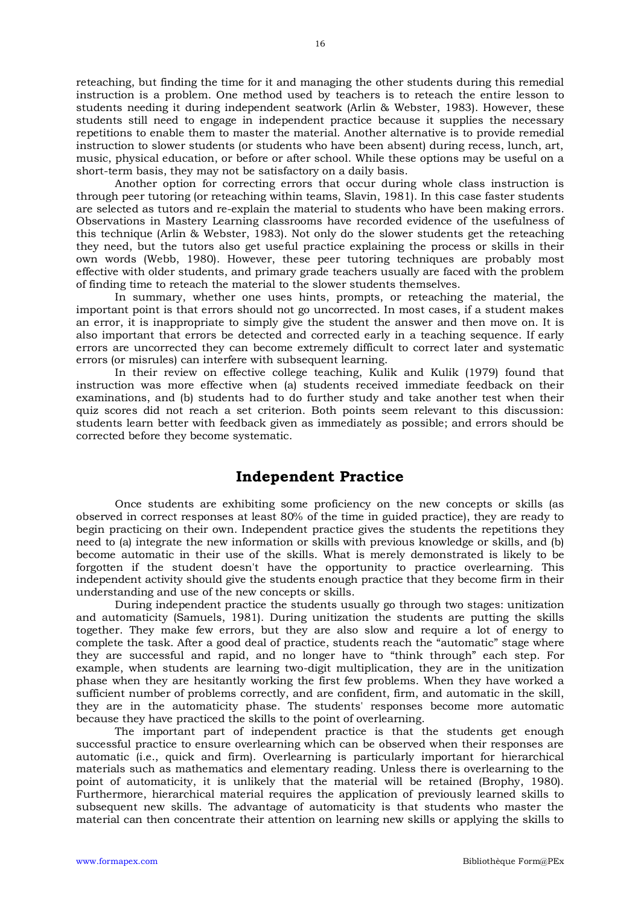reteaching, but finding the time for it and managing the other students during this remedial instruction is a problem. One method used by teachers is to reteach the entire lesson to students needing it during independent seatwork (Arlin & Webster, 1983). However, these students still need to engage in independent practice because it supplies the necessary repetitions to enable them to master the material. Another alternative is to provide remedial instruction to slower students (or students who have been absent) during recess, lunch, art, music, physical education, or before or after school. While these options may be useful on a short-term basis, they may not be satisfactory on a daily basis.

Another option for correcting errors that occur during whole class instruction is through peer tutoring (or reteaching within teams, Slavin, 1981). In this case faster students are selected as tutors and re-explain the material to students who have been making errors. Observations in Mastery Learning classrooms have recorded evidence of the usefulness of this technique (Arlin & Webster, 1983). Not only do the slower students get the reteaching they need, but the tutors also get useful practice explaining the process or skills in their own words (Webb, 1980). However, these peer tutoring techniques are probably most effective with older students, and primary grade teachers usually are faced with the problem of finding time to reteach the material to the slower students themselves.

In summary, whether one uses hints, prompts, or reteaching the material, the important point is that errors should not go uncorrected. In most cases, if a student makes an error, it is inappropriate to simply give the student the answer and then move on. It is also important that errors be detected and corrected early in a teaching sequence. If early errors are uncorrected they can become extremely difficult to correct later and systematic errors (or misrules) can interfere with subsequent learning.

In their review on effective college teaching, Kulik and Kulik (1979) found that instruction was more effective when (a) students received immediate feedback on their examinations, and (b) students had to do further study and take another test when their quiz scores did not reach a set criterion. Both points seem relevant to this discussion: students learn better with feedback given as immediately as possible; and errors should be corrected before they become systematic.

## Independent Practice

Once students are exhibiting some proficiency on the new concepts or skills (as observed in correct responses at least 80% of the time in guided practice), they are ready to begin practicing on their own. Independent practice gives the students the repetitions they need to (a) integrate the new information or skills with previous knowledge or skills, and (b) become automatic in their use of the skills. What is merely demonstrated is likely to be forgotten if the student doesn't have the opportunity to practice overlearning. This independent activity should give the students enough practice that they become firm in their understanding and use of the new concepts or skills.

During independent practice the students usually go through two stages: unitization and automaticity (Samuels, 1981). During unitization the students are putting the skills together. They make few errors, but they are also slow and require a lot of energy to complete the task. After a good deal of practice, students reach the "automatic" stage where they are successful and rapid, and no longer have to "think through" each step. For example, when students are learning two-digit multiplication, they are in the unitization phase when they are hesitantly working the first few problems. When they have worked a sufficient number of problems correctly, and are confident, firm, and automatic in the skill, they are in the automaticity phase. The students' responses become more automatic because they have practiced the skills to the point of overlearning.

The important part of independent practice is that the students get enough successful practice to ensure overlearning which can be observed when their responses are automatic (i.e., quick and firm). Overlearning is particularly important for hierarchical materials such as mathematics and elementary reading. Unless there is overlearning to the point of automaticity, it is unlikely that the material will be retained (Brophy, 1980). Furthermore, hierarchical material requires the application of previously learned skills to subsequent new skills. The advantage of automaticity is that students who master the material can then concentrate their attention on learning new skills or applying the skills to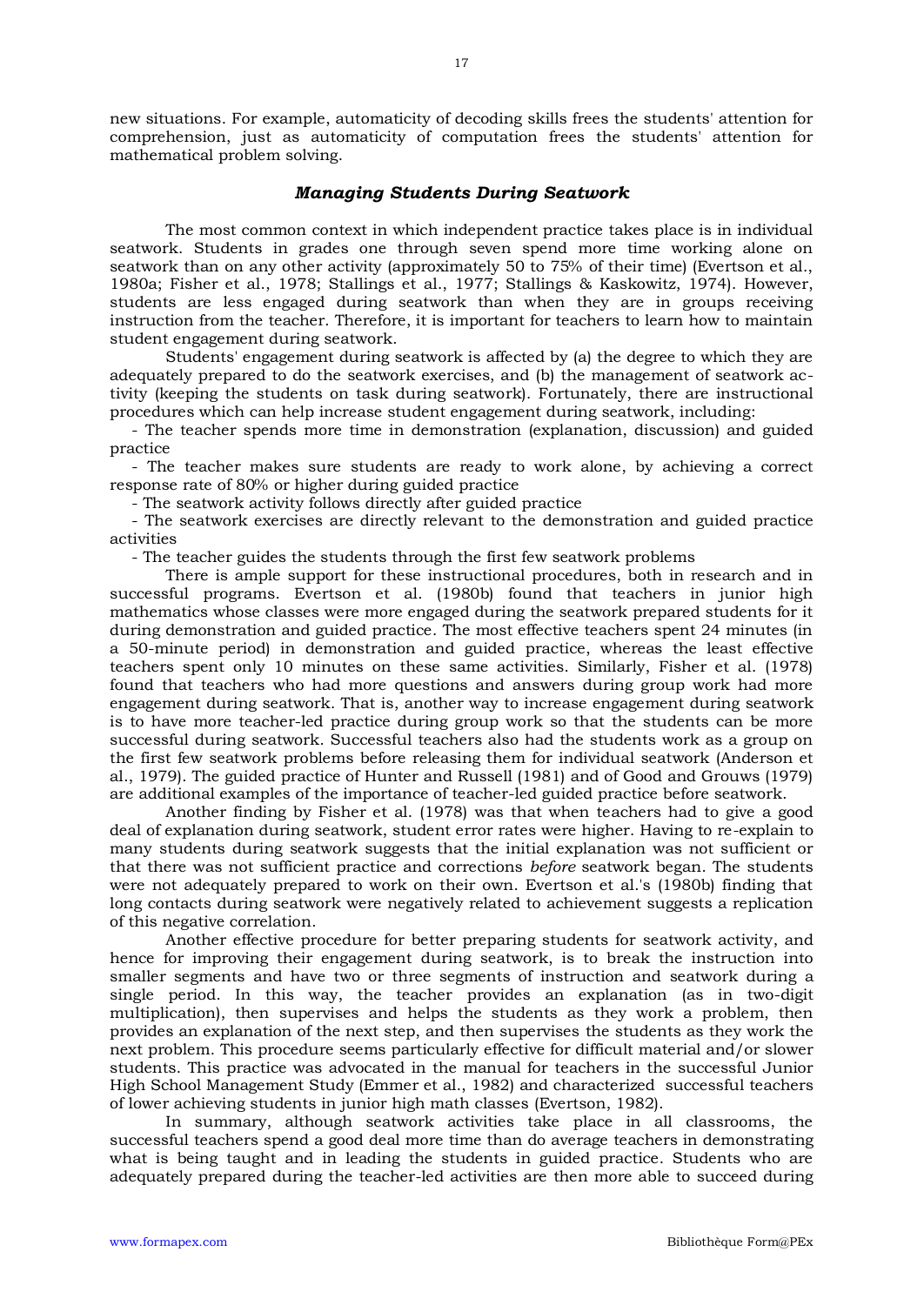new situations. For example, automaticity of decoding skills frees the students' attention for comprehension, just as automaticity of computation frees the students' attention for mathematical problem solving.

### *Managing Students During Seatwork*

The most common context in which independent practice takes place is in individual seatwork. Students in grades one through seven spend more time working alone on seatwork than on any other activity (approximately 50 to 75% of their time) (Evertson et al., 1980a; Fisher et al., 1978; Stallings et al., 1977; Stallings & Kaskowitz, 1974). However, students are less engaged during seatwork than when they are in groups receiving instruction from the teacher. Therefore, it is important for teachers to learn how to maintain student engagement during seatwork.

Students' engagement during seatwork is affected by (a) the degree to which they are adequately prepared to do the seatwork exercises, and (b) the management of seatwork activity (keeping the students on task during seatwork). Fortunately, there are instructional procedures which can help increase student engagement during seatwork, including:

- The teacher spends more time in demonstration (explanation, discussion) and guided practice
- The teacher makes sure students are ready to work alone, by achieving a correct response rate of 80% or higher during guided practice
- The seatwork activity follows directly after guided practice
- The seatwork exercises are directly relevant to the demonstration and guided practice activities
- The teacher guides the students through the first few seatwork problems

There is ample support for these instructional procedures, both in research and in successful programs. Evertson et al. (1980b) found that teachers in junior high mathematics whose classes were more engaged during the seatwork prepared students for it during demonstration and guided practice. The most effective teachers spent 24 minutes (in a 50-minute period) in demonstration and guided practice, whereas the least effective teachers spent only 10 minutes on these same activities. Similarly, Fisher et al. (1978) found that teachers who had more questions and answers during group work had more engagement during seatwork. That is, another way to increase engagement during seatwork is to have more teacher-led practice during group work so that the students can be more successful during seatwork. Successful teachers also had the students work as a group on the first few seatwork problems before releasing them for individual seatwork (Anderson et al., 1979). The guided practice of Hunter and Russell (1981) and of Good and Grouws (1979) are additional examples of the importance of teacher-led guided practice before seatwork.

Another finding by Fisher et al. (1978) was that when teachers had to give a good deal of explanation during seatwork, student error rates were higher. Having to re-explain to many students during seatwork suggests that the initial explanation was not sufficient or that there was not sufficient practice and corrections *before* seatwork began. The students were not adequately prepared to work on their own. Evertson et al.'s (1980b) finding that long contacts during seatwork were negatively related to achievement suggests a replication of this negative correlation.

Another effective procedure for better preparing students for seatwork activity, and hence for improving their engagement during seatwork, is to break the instruction into smaller segments and have two or three segments of instruction and seatwork during a single period. In this way, the teacher provides an explanation (as in two-digit multiplication), then supervises and helps the students as they work a problem, then provides an explanation of the next step, and then supervises the students as they work the next problem. This procedure seems particularly effective for difficult material and/or slower students. This practice was advocated in the manual for teachers in the successful Junior High School Management Study (Emmer et al., 1982) and characterized successful teachers of lower achieving students in junior high math classes (Evertson, 1982).

In summary, although seatwork activities take place in all classrooms, the successful teachers spend a good deal more time than do average teachers in demonstrating what is being taught and in leading the students in guided practice. Students who are adequately prepared during the teacher-led activities are then more able to succeed during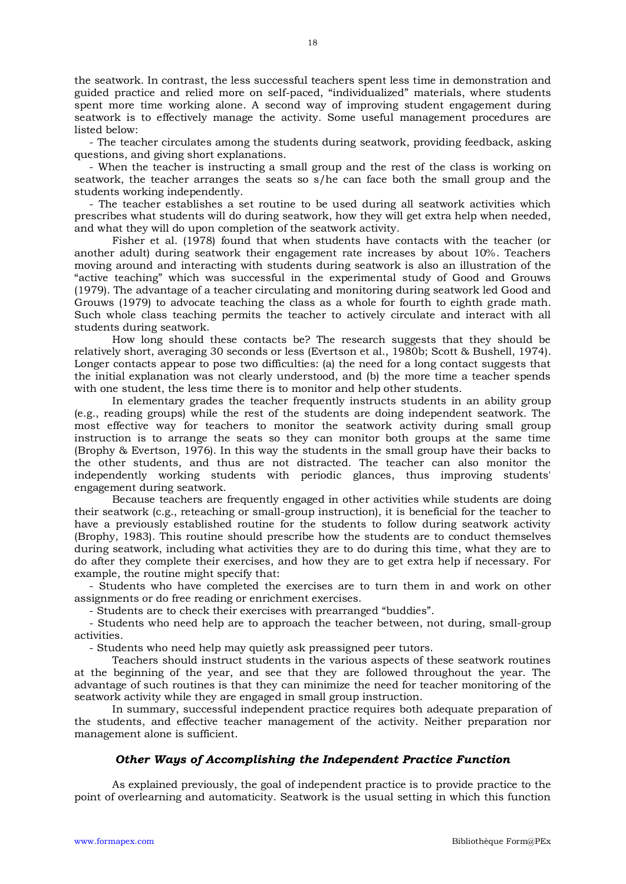the seatwork. In contrast, the less successful teachers spent less time in demonstration and guided practice and relied more on self-paced, "individualized" materials, where students spent more time working alone. A second way of improving student engagement during seatwork is to effectively manage the activity. Some useful management procedures are listed below:

- The teacher circulates among the students during seatwork, providing feedback, asking questions, and giving short explanations.
- When the teacher is instructing a small group and the rest of the class is working on seatwork, the teacher arranges the seats so s/he can face both the small group and the students working independently.
- The teacher establishes a set routine to be used during all seatwork activities which prescribes what students will do during seatwork, how they will get extra help when needed, and what they will do upon completion of the seatwork activity.

Fisher et al. (1978) found that when students have contacts with the teacher (or another adult) during seatwork their engagement rate increases by about 10%. Teachers moving around and interacting with students during seatwork is also an illustration of the "active teaching" which was successful in the experimental study of Good and Grouws (1979). The advantage of a teacher circulating and monitoring during seatwork led Good and Grouws (1979) to advocate teaching the class as a whole for fourth to eighth grade math. Such whole class teaching permits the teacher to actively circulate and interact with all students during seatwork.

How long should these contacts be? The research suggests that they should be relatively short, averaging 30 seconds or less (Evertson et al., 1980b; Scott & Bushell, 1974). Longer contacts appear to pose two difficulties: (a) the need for a long contact suggests that the initial explanation was not clearly understood, and (b) the more time a teacher spends with one student, the less time there is to monitor and help other students.

In elementary grades the teacher frequently instructs students in an ability group (e.g., reading groups) while the rest of the students are doing independent seatwork. The most effective way for teachers to monitor the seatwork activity during small group instruction is to arrange the seats so they can monitor both groups at the same time (Brophy & Evertson, 1976). In this way the students in the small group have their backs to the other students, and thus are not distracted. The teacher can also monitor the independently working students with periodic glances, thus improving students' engagement during seatwork.

Because teachers are frequently engaged in other activities while students are doing their seatwork (c.g., reteaching or small-group instruction), it is beneficial for the teacher to have a previously established routine for the students to follow during seatwork activity (Brophy, 1983). This routine should prescribe how the students are to conduct themselves during seatwork, including what activities they are to do during this time, what they are to do after they complete their exercises, and how they are to get extra help if necessary. For example, the routine might specify that:

- Students who have completed the exercises are to turn them in and work on other assignments or do free reading or enrichment exercises.
- Students are to check their exercises with prearranged "buddies".
- Students who need help are to approach the teacher between, not during, small-group activities.
- Students who need help may quietly ask preassigned peer tutors.

Teachers should instruct students in the various aspects of these seatwork routines at the beginning of the year, and see that they are followed throughout the year. The advantage of such routines is that they can minimize the need for teacher monitoring of the seatwork activity while they are engaged in small group instruction.

In summary, successful independent practice requires both adequate preparation of the students, and effective teacher management of the activity. Neither preparation nor management alone is sufficient.

### *Other Ways of Accomplishing the Independent Practice Function*

As explained previously, the goal of independent practice is to provide practice to the point of overlearning and automaticity. Seatwork is the usual setting in which this function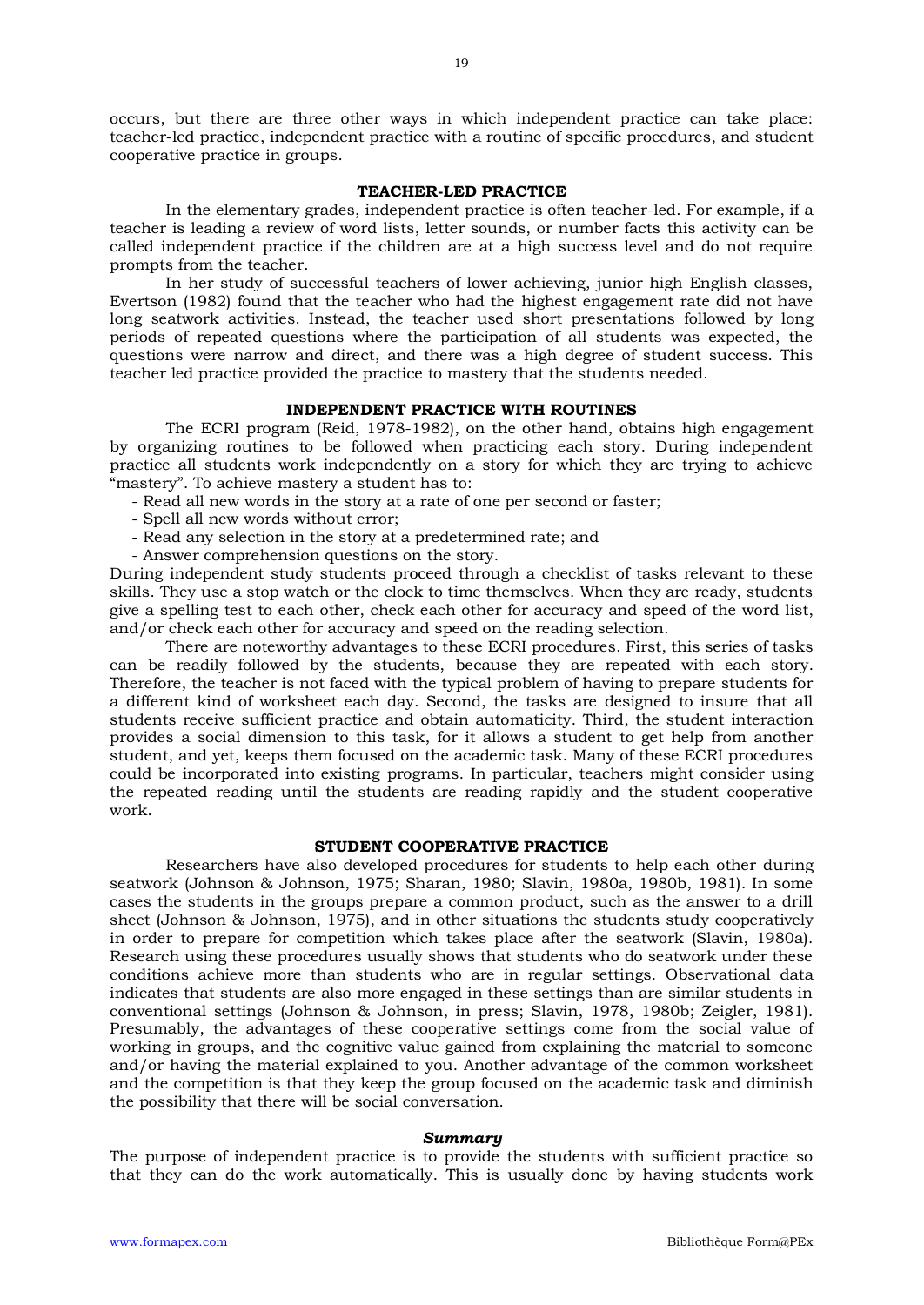occurs, but there are three other ways in which independent practice can take place: teacher-led practice, independent practice with a routine of specific procedures, and student cooperative practice in groups.

### TEACHER-LED PRACTICE

In the elementary grades, independent practice is often teacher-led. For example, if a teacher is leading a review of word lists, letter sounds, or number facts this activity can be called independent practice if the children are at a high success level and do not require prompts from the teacher.

In her study of successful teachers of lower achieving, junior high English classes, Evertson (1982) found that the teacher who had the highest engagement rate did not have long seatwork activities. Instead, the teacher used short presentations followed by long periods of repeated questions where the participation of all students was expected, the questions were narrow and direct, and there was a high degree of student success. This teacher led practice provided the practice to mastery that the students needed.

### INDEPENDENT PRACTICE WITH ROUTINES

The ECRI program (Reid, 1978-1982), on the other hand, obtains high engagement by organizing routines to be followed when practicing each story. During independent practice all students work independently on a story for which they are trying to achieve "mastery". To achieve mastery a student has to:

- Read all new words in the story at a rate of one per second or faster;
- Spell all new words without error;
- Read any selection in the story at a predetermined rate; and
- Answer comprehension questions on the story.

During independent study students proceed through a checklist of tasks relevant to these skills. They use a stop watch or the clock to time themselves. When they are ready, students give a spelling test to each other, check each other for accuracy and speed of the word list, and/or check each other for accuracy and speed on the reading selection.

There are noteworthy advantages to these ECRI procedures. First, this series of tasks can be readily followed by the students, because they are repeated with each story. Therefore, the teacher is not faced with the typical problem of having to prepare students for a different kind of worksheet each day. Second, the tasks are designed to insure that all students receive sufficient practice and obtain automaticity. Third, the student interaction provides a social dimension to this task, for it allows a student to get help from another student, and yet, keeps them focused on the academic task. Many of these ECRI procedures could be incorporated into existing programs. In particular, teachers might consider using the repeated reading until the students are reading rapidly and the student cooperative work.

### STUDENT COOPERATIVE PRACTICE

Researchers have also developed procedures for students to help each other during seatwork (Johnson & Johnson, 1975; Sharan, 1980; Slavin, 1980a, 1980b, 1981). In some cases the students in the groups prepare a common product, such as the answer to a drill sheet (Johnson & Johnson, 1975), and in other situations the students study cooperatively in order to prepare for competition which takes place after the seatwork (Slavin, 1980a). Research using these procedures usually shows that students who do seatwork under these conditions achieve more than students who are in regular settings. Observational data indicates that students are also more engaged in these settings than are similar students in conventional settings (Johnson & Johnson, in press; Slavin, 1978, 1980b; Zeigler, 1981). Presumably, the advantages of these cooperative settings come from the social value of working in groups, and the cognitive value gained from explaining the material to someone and/or having the material explained to you. Another advantage of the common worksheet and the competition is that they keep the group focused on the academic task and diminish the possibility that there will be social conversation.

### *Summary*

The purpose of independent practice is to provide the students with sufficient practice so that they can do the work automatically. This is usually done by having students work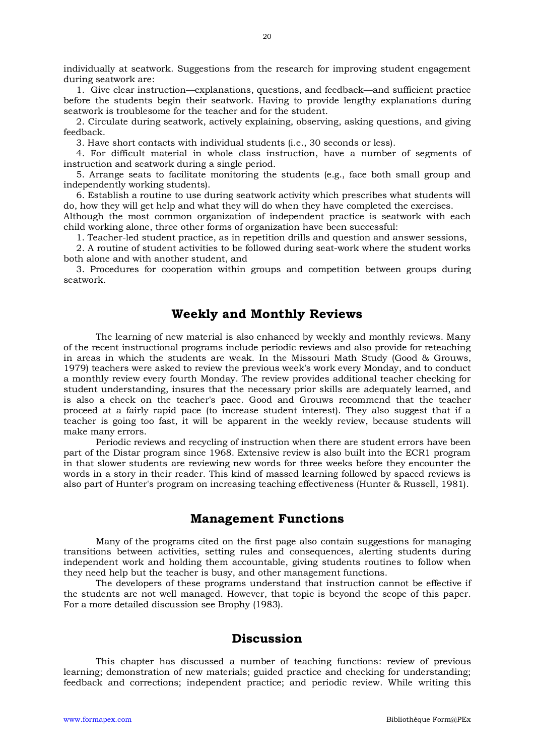individually at seatwork. Suggestions from the research for improving student engagement during seatwork are:

1. Give clear instruction—explanations, questions, and feedback—and sufficient practice before the students begin their seatwork. Having to provide lengthy explanations during seatwork is troublesome for the teacher and for the student.
2. Circulate during seatwork, actively explaining, observing, asking questions, and giving feedback.
3. Have short contacts with individual students (i.e., 30 seconds or less).
4. For difficult material in whole class instruction, have a number of segments of instruction and seatwork during a single period.
5. Arrange seats to facilitate monitoring the students (e.g., face both small group and independently working students).
6. Establish a routine to use during seatwork activity which prescribes what students will do, how they will get help and what they will do when they have completed the exercises.

Although the most common organization of independent practice is seatwork with each child working alone, three other forms of organization have been successful:

1. Teacher-led student practice, as in repetition drills and question and answer sessions,
2. A routine of student activities to be followed during seat-work where the student works both alone and with another student, and
3. Procedures for cooperation within groups and competition between groups during seatwork.

## Weekly and Monthly Reviews

The learning of new material is also enhanced by weekly and monthly reviews. Many of the recent instructional programs include periodic reviews and also provide for reteaching in areas in which the students are weak. In the Missouri Math Study (Good & Grouws, 1979) teachers were asked to review the previous week's work every Monday, and to conduct a monthly review every fourth Monday. The review provides additional teacher checking for student understanding, insures that the necessary prior skills are adequately learned, and is also a check on the teacher's pace. Good and Grouws recommend that the teacher proceed at a fairly rapid pace (to increase student interest). They also suggest that if a teacher is going too fast, it will be apparent in the weekly review, because students will make many errors.

Periodic reviews and recycling of instruction when there are student errors have been part of the Distar program since 1968. Extensive review is also built into the ECR1 program in that slower students are reviewing new words for three weeks before they encounter the words in a story in their reader. This kind of massed learning followed by spaced reviews is also part of Hunter's program on increasing teaching effectiveness (Hunter & Russell, 1981).

## Management Functions

Many of the programs cited on the first page also contain suggestions for managing transitions between activities, setting rules and consequences, alerting students during independent work and holding them accountable, giving students routines to follow when they need help but the teacher is busy, and other management functions.

The developers of these programs understand that instruction cannot be effective if the students are not well managed. However, that topic is beyond the scope of this paper. For a more detailed discussion see Brophy (1983).

## Discussion

This chapter has discussed a number of teaching functions: review of previous learning; demonstration of new materials; guided practice and checking for understanding; feedback and corrections; independent practice; and periodic review. While writing this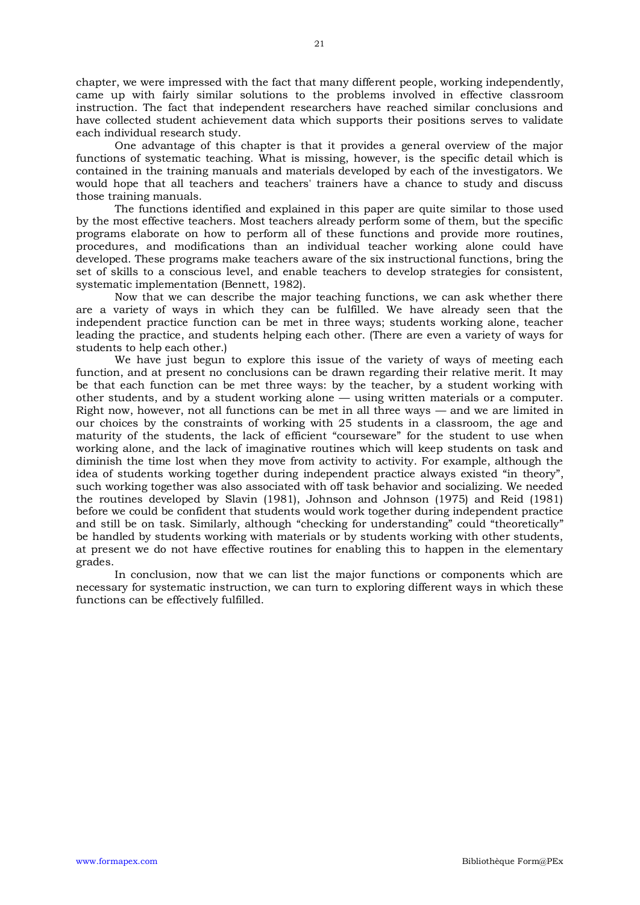chapter, we were impressed with the fact that many different people, working independently, came up with fairly similar solutions to the problems involved in effective classroom instruction. The fact that independent researchers have reached similar conclusions and have collected student achievement data which supports their positions serves to validate each individual research study.

One advantage of this chapter is that it provides a general overview of the major functions of systematic teaching. What is missing, however, is the specific detail which is contained in the training manuals and materials developed by each of the investigators. We would hope that all teachers and teachers' trainers have a chance to study and discuss those training manuals.

The functions identified and explained in this paper are quite similar to those used by the most effective teachers. Most teachers already perform some of them, but the specific programs elaborate on how to perform all of these functions and provide more routines, procedures, and modifications than an individual teacher working alone could have developed. These programs make teachers aware of the six instructional functions, bring the set of skills to a conscious level, and enable teachers to develop strategies for consistent, systematic implementation (Bennett, 1982).

Now that we can describe the major teaching functions, we can ask whether there are a variety of ways in which they can be fulfilled. We have already seen that the independent practice function can be met in three ways; students working alone, teacher leading the practice, and students helping each other. (There are even a variety of ways for students to help each other.)

We have just begun to explore this issue of the variety of ways of meeting each function, and at present no conclusions can be drawn regarding their relative merit. It may be that each function can be met three ways: by the teacher, by a student working with other students, and by a student working alone — using written materials or a computer. Right now, however, not all functions can be met in all three ways — and we are limited in our choices by the constraints of working with 25 students in a classroom, the age and maturity of the students, the lack of efficient "courseware" for the student to use when working alone, and the lack of imaginative routines which will keep students on task and diminish the time lost when they move from activity to activity. For example, although the idea of students working together during independent practice always existed "in theory", such working together was also associated with off task behavior and socializing. We needed the routines developed by Slavin (1981), Johnson and Johnson (1975) and Reid (1981) before we could be confident that students would work together during independent practice and still be on task. Similarly, although "checking for understanding" could "theoretically" be handled by students working with materials or by students working with other students, at present we do not have effective routines for enabling this to happen in the elementary grades.

In conclusion, now that we can list the major functions or components which are necessary for systematic instruction, we can turn to exploring different ways in which these functions can be effectively fulfilled.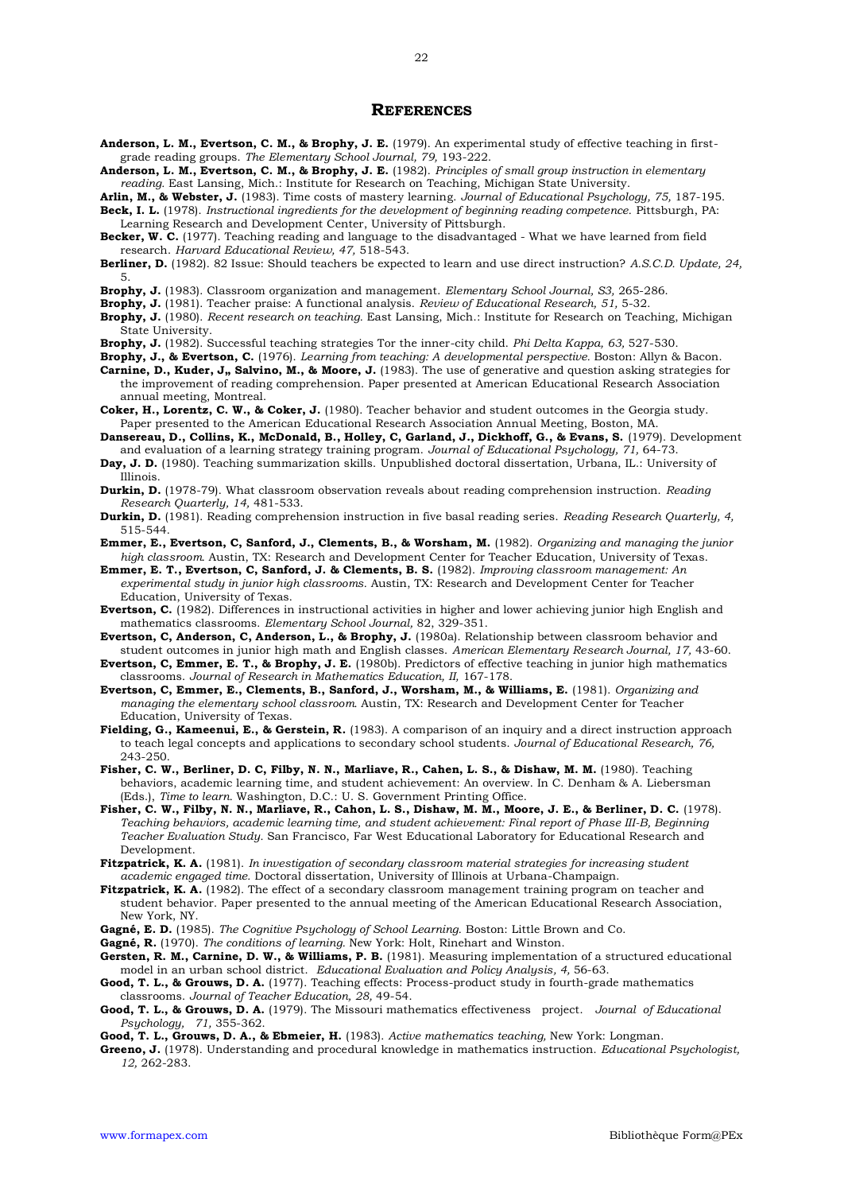## REFERENCES

**Anderson, L. M., Evertson, C. M., & Brophy, J. E.** (1979). An experimental study of effective teaching in first-grade reading groups. *The Elementary School Journal, 79,* 193-222.

**Anderson, L. M., Evertson, C. M., & Brophy, J. E.** (1982). *Principles of small group instruction in elementary reading.* East Lansing, Mich.: Institute for Research on Teaching, Michigan State University.

**Arlin, M., & Webster, J.** (1983). Time costs of mastery learning. *Journal of Educational Psychology, 75,* 187-195.

**Beck, I. L.** (1978). *Instructional ingredients for the development of beginning reading competence.* Pittsburgh, PA: Learning Research and Development Center, University of Pittsburgh.

**Becker, W. C.** (1977). Teaching reading and language to the disadvantaged - What we have learned from field research. *Harvard Educational Review, 47,* 518-543.

**Berliner, D.** (1982). 82 Issue: Should teachers be expected to learn and use direct instruction? *A.S.C.D. Update, 24,* 5.

**Brophy, J.** (1983). Classroom organization and management. *Elementary School Journal, S3,* 265-286.

**Brophy, J.** (1981). Teacher praise: A functional analysis. *Review of Educational Research, 51,* 5-32.

**Brophy, J.** (1980). *Recent research on teaching.* East Lansing, Mich.: Institute for Research on Teaching, Michigan State University.

**Brophy, J.** (1982). Successful teaching strategies Tor the inner-city child. *Phi Delta Kappa, 63,* 527-530.

**Brophy, J., & Evertson, C.** (1976). *Learning from teaching: A developmental perspective.* Boston: Allyn & Bacon.

**Carnine, D., Kuder, J„ Salvino, M., & Moore, J.** (1983). The use of generative and question asking strategies for the improvement of reading comprehension. Paper presented at American Educational Research Association annual meeting, Montreal.

**Coker, H., Lorentz, C. W., & Coker, J.** (1980). Teacher behavior and student outcomes in the Georgia study. Paper presented to the American Educational Research Association Annual Meeting, Boston, MA.

**Dansereau, D., Collins, K., McDonald, B., Holley, C, Garland, J., Dickhoff, G., & Evans, S.** (1979). Development and evaluation of a learning strategy training program. *Journal of Educational Psychology, 71,* 64-73.

**Day, J. D.** (1980). Teaching summarization skills. Unpublished doctoral dissertation, Urbana, IL.: University of Illinois.

**Durkin, D.** (1978-79). What classroom observation reveals about reading comprehension instruction. *Reading Research Quarterly, 14,* 481-533.

**Durkin, D.** (1981). Reading comprehension instruction in five basal reading series. *Reading Research Quarterly, 4,* 515-544.

**Emmer, E., Evertson, C, Sanford, J., Clements, B., & Worsham, M.** (1982). *Organizing and managing the junior high classroom.* Austin, TX: Research and Development Center for Teacher Education, University of Texas.

**Emmer, E. T., Evertson, C, Sanford, J. & Clements, B. S.** (1982). *Improving classroom management: An experimental study in junior high classrooms.* Austin, TX: Research and Development Center for Teacher Education, University of Texas.

**Evertson, C.** (1982). Differences in instructional activities in higher and lower achieving junior high English and mathematics classrooms. *Elementary School Journal,* 82, 329-351.

**Evertson, C, Anderson, C, Anderson, L., & Brophy, J.** (1980a). Relationship between classroom behavior and student outcomes in junior high math and English classes. *American Elementary Research Journal, 17,* 43-60.

**Evertson, C, Emmer, E. T., & Brophy, J. E.** (1980b). Predictors of effective teaching in junior high mathematics classrooms. *Journal of Research in Mathematics Education, II,* 167-178.

**Evertson, C, Emmer, E., Clements, B., Sanford, J., Worsham, M., & Williams, E.** (1981). *Organizing and managing the elementary school classroom.* Austin, TX: Research and Development Center for Teacher Education, University of Texas.

**Fielding, G., Kameenui, E., & Gerstein, R.** (1983). A comparison of an inquiry and a direct instruction approach to teach legal concepts and applications to secondary school students. *Journal of Educational Research, 76,* 243-250.

**Fisher, C. W., Berliner, D. C, Filby, N. N., Marliave, R., Cahen, L. S., & Dishaw, M. M.** (1980). Teaching behaviors, academic learning time, and student achievement: An overview. In C. Denham & A. Liebersman (Eds.), *Time to learn.* Washington, D.C.: U. S. Government Printing Office.

**Fisher, C. W., Filby, N. N., Marliave, R., Cahon, L. S., Dishaw, M. M., Moore, J. E., & Berliner, D. C.** (1978). *Teaching behaviors, academic learning time, and student achievement: Final report of Phase III-B, Beginning Teacher Evaluation Study.* San Francisco, Far West Educational Laboratory for Educational Research and Development.

**Fitzpatrick, K. A.** (1981). *In investigation of secondary classroom material strategies for increasing student academic engaged time.* Doctoral dissertation, University of Illinois at Urbana-Champaign.

**Fitzpatrick, K. A.** (1982). The effect of a secondary classroom management training program on teacher and student behavior. Paper presented to the annual meeting of the American Educational Research Association, New York, NY.

**Gagné, E. D.** (1985). *The Cognitive Psychology of School Learning.* Boston: Little Brown and Co.

**Gagné, R.** (1970). *The conditions of learning.* New York: Holt, Rinehart and Winston.

**Gersten, R. M., Carnine, D. W., & Williams, P. B.** (1981). Measuring implementation of a structured educational model in an urban school district. *Educational Evaluation and Policy Analysis, 4,* 56-63.

**Good, T. L., & Grouws, D. A.** (1977). Teaching effects: Process-product study in fourth-grade mathematics classrooms. *Journal of Teacher Education, 28,* 49-54.

**Good, T. L., & Grouws, D. A.** (1979). The Missouri mathematics effectiveness project. *Journal of Educational Psychology, 71,* 355-362.

**Good, T. L., Grouws, D. A., & Ebmeier, H.** (1983). *Active mathematics teaching,* New York: Longman.

**Greeno, J.** (1978). Understanding and procedural knowledge in mathematics instruction. *Educational Psychologist, 12,* 262-283.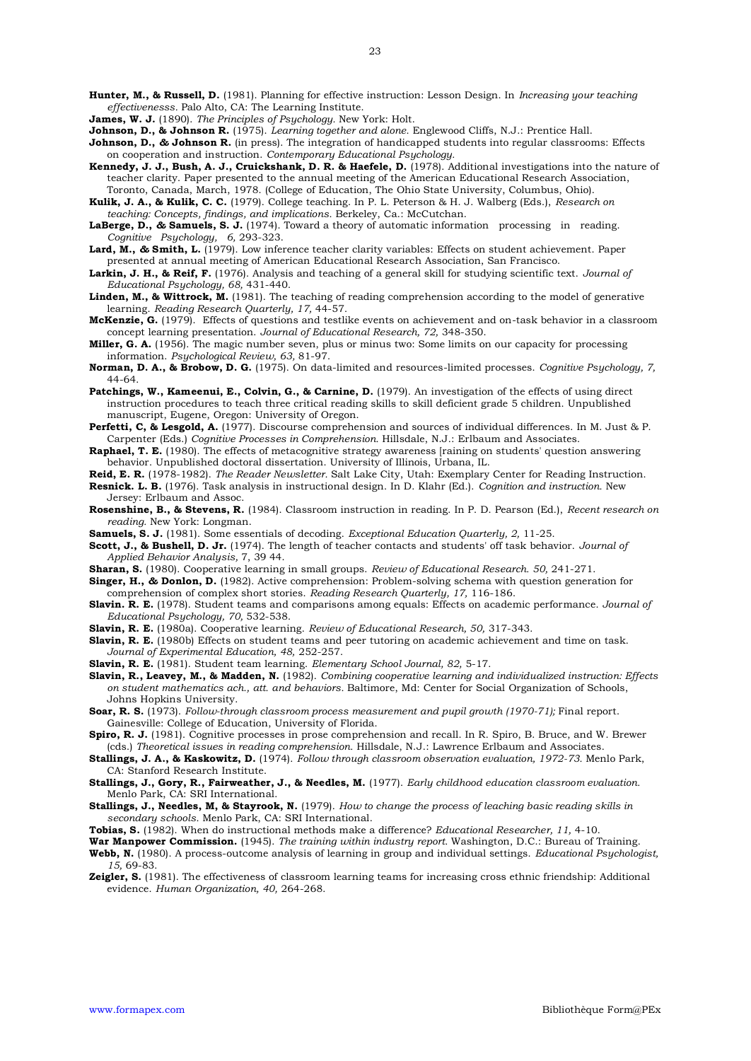**Hunter, M., & Russell, D.** (1981). Planning for effective instruction: Lesson Design. In *Increasing your teaching effectivenesss*. Palo Alto, CA: The Learning Institute.

**James, W. J.** (1890). *The Principles of Psychology*. New York: Holt.

**Johnson, D., & Johnson R.** (1975). *Learning together and alone*. Englewood Cliffs, N.J.: Prentice Hall.

**Johnson, D., & Johnson R.** (in press). The integration of handicapped students into regular classrooms: Effects on cooperation and instruction. *Contemporary Educational Psychology*.

**Kennedy, J. J., Bush, A. J., Cruickshank, D. R. & Haefele, D.** (1978). Additional investigations into the nature of teacher clarity. Paper presented to the annual meeting of the American Educational Research Association, Toronto, Canada, March, 1978. (College of Education, The Ohio State University, Columbus, Ohio).

**Kulik, J. A., & Kulik, C. C.** (1979). College teaching. In P. L. Peterson & H. J. Walberg (Eds.), *Research on teaching: Concepts, findings, and implications*. Berkeley, Ca.: McCutchan.

**LaBerge, D., & Samuels, S. J.** (1974). Toward a theory of automatic information processing in reading. *Cognitive Psychology, 6,* 293-323.

**Lard, M., & Smith, L.** (1979). Low inference teacher clarity variables: Effects on student achievement. Paper presented at annual meeting of American Educational Research Association, San Francisco.

**Larkin, J. H., & Reif, F.** (1976). Analysis and teaching of a general skill for studying scientific text. *Journal of Educational Psychology, 68,* 431-440.

**Linden, M., & Wittrock, M.** (1981). The teaching of reading comprehension according to the model of generative learning. *Reading Research Quarterly, 17,* 44-57.

**McKenzie, G.** (1979). Effects of questions and testlike events on achievement and on-task behavior in a classroom concept learning presentation. *Journal of Educational Research, 72,* 348-350.

**Miller, G. A.** (1956). The magic number seven, plus or minus two: Some limits on our capacity for processing information. *Psychological Review, 63,* 81-97.

**Norman, D. A., & Brobow, D. G.** (1975). On data-limited and resources-limited processes. *Cognitive Psychology, 7,* 44-64.

**Patchings, W., Kameenui, E., Colvin, G., & Carnine, D.** (1979). An investigation of the effects of using direct instruction procedures to teach three critical reading skills to skill deficient grade 5 children. Unpublished manuscript, Eugene, Oregon: University of Oregon.

**Perfetti, C, & Lesgold, A.** (1977). Discourse comprehension and sources of individual differences. In M. Just & P. Carpenter (Eds.) *Cognitive Processes in Comprehension*. Hillsdale, N.J.: Erlbaum and Associates.

**Raphael, T. E.** (1980). The effects of metacognitive strategy awareness [raining on students' question answering behavior. Unpublished doctoral dissertation. University of Illinois, Urbana, IL.

**Reid, E. R.** (1978-1982). *The Reader Newsletter*. Salt Lake City, Utah: Exemplary Center for Reading Instruction.

**Resnick. L. B.** (1976). Task analysis in instructional design. In D. Klahr (Ed.). *Cognition and instruction*. New Jersey: Erlbaum and Assoc.

**Rosenshine, B., & Stevens, R.** (1984). Classroom instruction in reading. In P. D. Pearson (Ed.), *Recent research on reading*. New York: Longman.

**Samuels, S. J.** (1981). Some essentials of decoding. *Exceptional Education Quarterly, 2,* 11-25.

**Scott, J., & Bushell, D. Jr.** (1974). The length of teacher contacts and students' off task behavior. *Journal of Applied Behavior Analysis,* 7, 39 44.

**Sharan, S.** (1980). Cooperative learning in small groups. *Review of Educational Research. 50,* 241-271.

**Singer, H., & Donlon, D.** (1982). Active comprehension: Problem-solving schema with question generation for comprehension of complex short stories. *Reading Research Quarterly, 17,* 116-186.

**Slavin. R. E.** (1978). Student teams and comparisons among equals: Effects on academic performance. *Journal of Educational Psychology, 70,* 532-538.

**Slavin, R. E.** (1980a). Cooperative learning. *Review of Educational Research, 50,* 317-343.

**Slavin, R. E.** (1980b) Effects on student teams and peer tutoring on academic achievement and time on task. *Journal of Experimental Education, 48,* 252-257.

**Slavin, R. E.** (1981). Student team learning. *Elementary School Journal, 82,* 5-17.

**Slavin, R., Leavey, M., & Madden, N.** (1982). *Combining cooperative learning and individualized instruction: Effects on student mathematics ach., att. and behaviors*. Baltimore, Md: Center for Social Organization of Schools, Johns Hopkins University.

**Soar, R. S.** (1973). *Follow-through classroom process measurement and pupil growth (1970-71);* Final report. Gainesville: College of Education, University of Florida.

**Spiro, R. J.** (1981). Cognitive processes in prose comprehension and recall. In R. Spiro, B. Bruce, and W. Brewer (cds.) *Theoretical issues in reading comprehension*. Hillsdale, N.J.: Lawrence Erlbaum and Associates.

**Stallings, J. A., & Kaskowitz, D.** (1974). *Follow through classroom observation evaluation, 1972-73*. Menlo Park, CA: Stanford Research Institute.

**Stallings, J., Gory, R., Fairweather, J., & Needles, M.** (1977). *Early childhood education classroom evaluation*. Menlo Park, CA: SRI International.

**Stallings, J., Needles, M, & Stayrook, N.** (1979). *How to change the process of leaching basic reading skills in secondary schools*. Menlo Park, CA: SRI International.

**Tobias, S.** (1982). When do instructional methods make a difference? *Educational Researcher, 11,* 4-10.

**War Manpower Commission.** (1945). *The training within industry report*. Washington, D.C.: Bureau of Training.

**Webb, N.** (1980). A process-outcome analysis of learning in group and individual settings. *Educational Psychologist, 15,* 69-83.

**Zeigler, S.** (1981). The effectiveness of classroom learning teams for increasing cross ethnic friendship: Additional evidence. *Human Organization, 40,* 264-268.